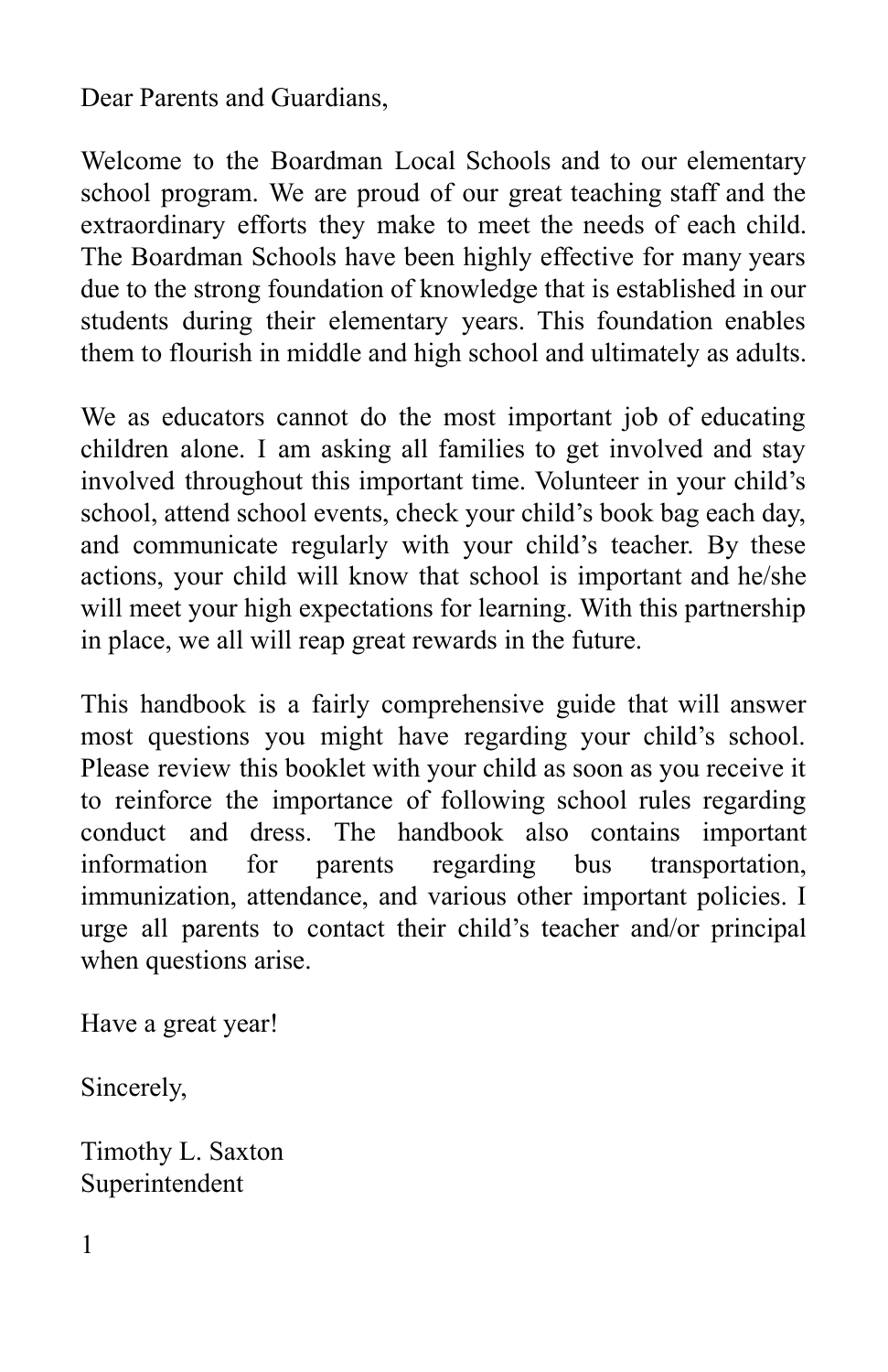Dear Parents and Guardians,

Welcome to the Boardman Local Schools and to our elementary school program. We are proud of our great teaching staff and the extraordinary efforts they make to meet the needs of each child. The Boardman Schools have been highly effective for many years due to the strong foundation of knowledge that is established in our students during their elementary years. This foundation enables them to flourish in middle and high school and ultimately as adults.

We as educators cannot do the most important job of educating children alone. I am asking all families to get involved and stay involved throughout this important time. Volunteer in your child's school, attend school events, check your child's book bag each day, and communicate regularly with your child's teacher. By these actions, your child will know that school is important and he/she will meet your high expectations for learning. With this partnership in place, we all will reap great rewards in the future.

This handbook is a fairly comprehensive guide that will answer most questions you might have regarding your child's school. Please review this booklet with your child as soon as you receive it to reinforce the importance of following school rules regarding conduct and dress. The handbook also contains important information for parents regarding bus transportation, immunization, attendance, and various other important policies. I urge all parents to contact their child's teacher and/or principal when questions arise.

Have a great year!

Sincerely,

Timothy L. Saxton
Superintendent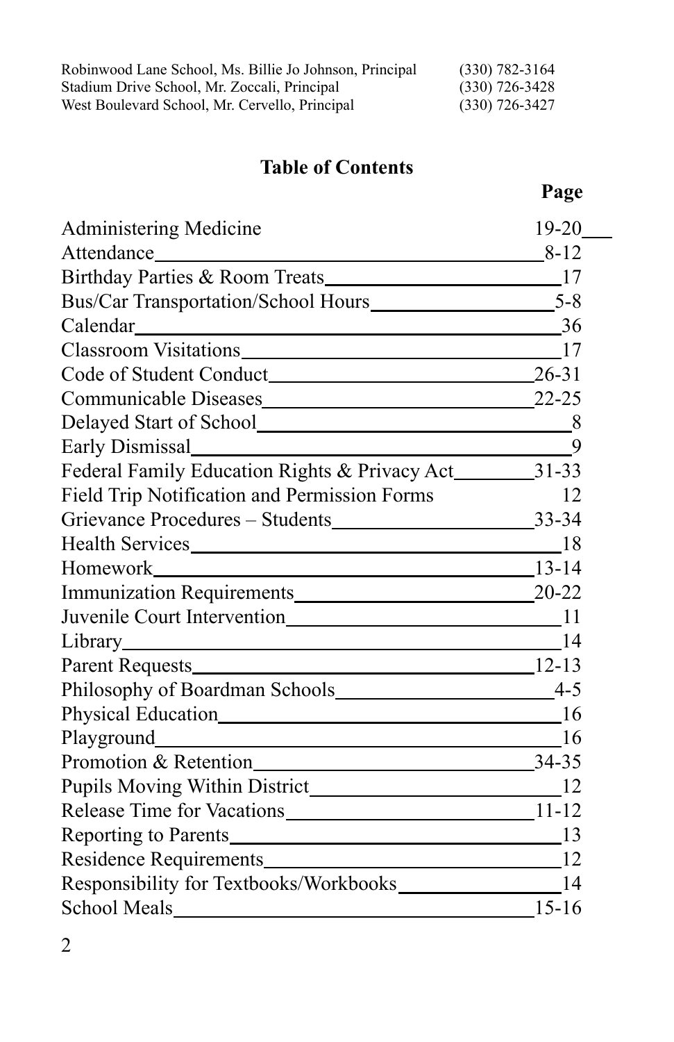Robinwood Lane School, Ms. Billie Jo Johnson, Principal (330) 782-3164
Stadium Drive School, Mr. Zoccali, Principal (330) 726-3428
West Boulevard School, Mr. Cervello, Principal (330) 726-3427

## Table of Contents

| | Page |
|---|---|
| Administering Medicine | 19-20 |
| Attendance | 8-12 |
| Birthday Parties & Room Treats | 17 |
| Bus/Car Transportation/School Hours | 5-8 |
| Calendar | 36 |
| Classroom Visitations | 17 |
| Code of Student Conduct | 26-31 |
| Communicable Diseases | 22-25 |
| Delayed Start of School | 8 |
| Early Dismissal | 9 |
| Federal Family Education Rights & Privacy Act | 31-33 |
| Field Trip Notification and Permission Forms | 12 |
| Grievance Procedures – Students | 33-34 |
| Health Services | 18 |
| Homework | 13-14 |
| Immunization Requirements | 20-22 |
| Juvenile Court Intervention | 11 |
| Library | 14 |
| Parent Requests | 12-13 |
| Philosophy of Boardman Schools | 4-5 |
| Physical Education | 16 |
| Playground | 16 |
| Promotion & Retention | 34-35 |
| Pupils Moving Within District | 12 |
| Release Time for Vacations | 11-12 |
| Reporting to Parents | 13 |
| Residence Requirements | 12 |
| Responsibility for Textbooks/Workbooks | 14 |
| School Meals | 15-16 |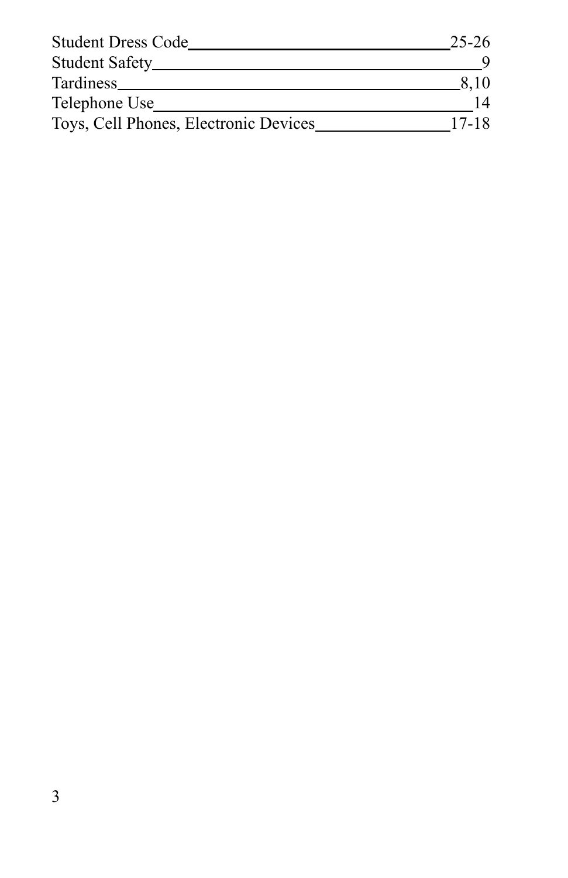| | |
|---|---|
| Student Dress Code | 25-26 |
| Student Safety | 9 |
| Tardiness | 8,10 |
| Telephone Use | 14 |
| Toys, Cell Phones, Electronic Devices | 17-18 |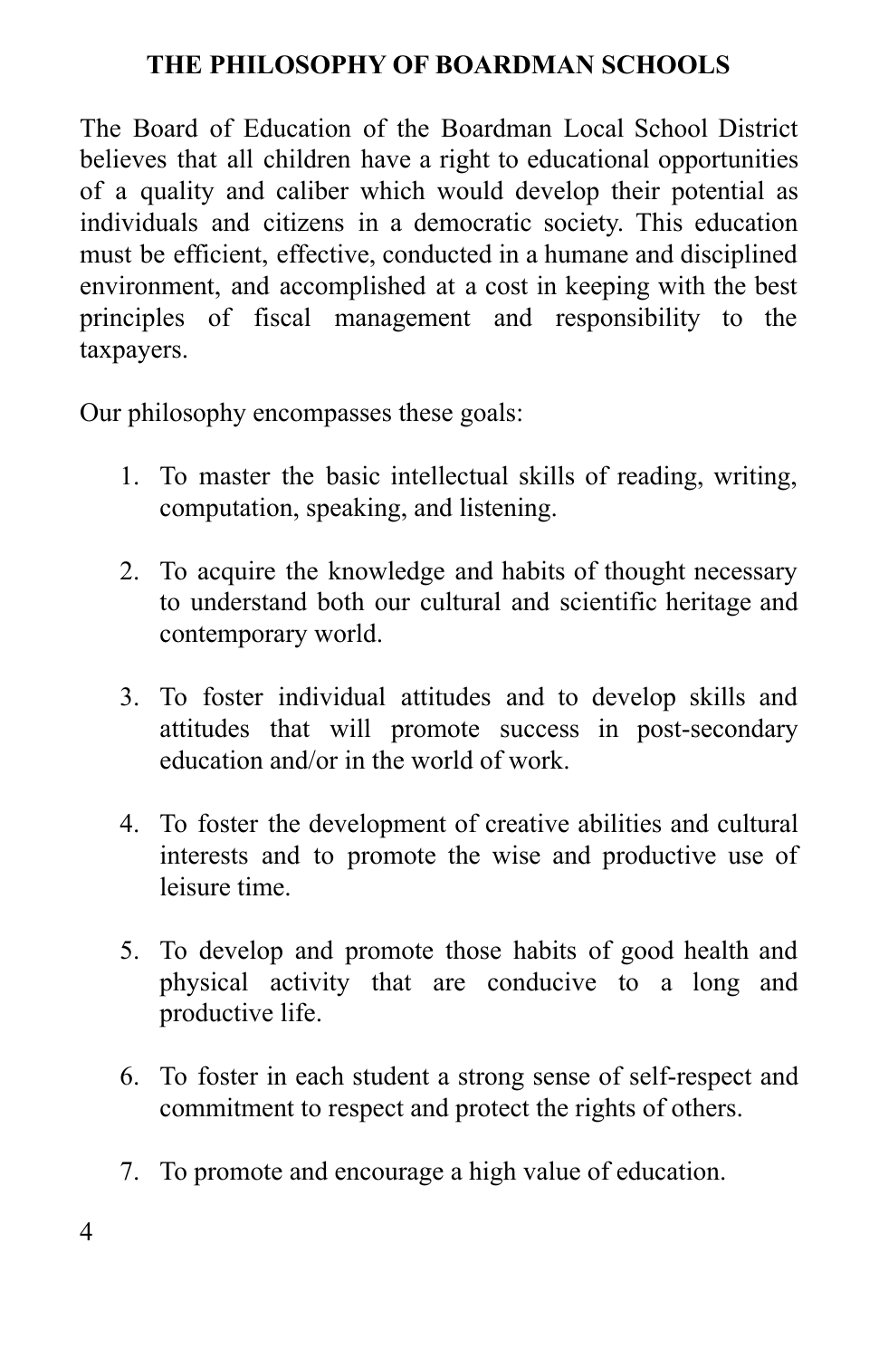# THE PHILOSOPHY OF BOARDMAN SCHOOLS

The Board of Education of the Boardman Local School District believes that all children have a right to educational opportunities of a quality and caliber which would develop their potential as individuals and citizens in a democratic society. This education must be efficient, effective, conducted in a humane and disciplined environment, and accomplished at a cost in keeping with the best principles of fiscal management and responsibility to the taxpayers.

Our philosophy encompasses these goals:

1. To master the basic intellectual skills of reading, writing, computation, speaking, and listening.

2. To acquire the knowledge and habits of thought necessary to understand both our cultural and scientific heritage and contemporary world.

3. To foster individual attitudes and to develop skills and attitudes that will promote success in post-secondary education and/or in the world of work.

4. To foster the development of creative abilities and cultural interests and to promote the wise and productive use of leisure time.

5. To develop and promote those habits of good health and physical activity that are conducive to a long and productive life.

6. To foster in each student a strong sense of self-respect and commitment to respect and protect the rights of others.

7. To promote and encourage a high value of education.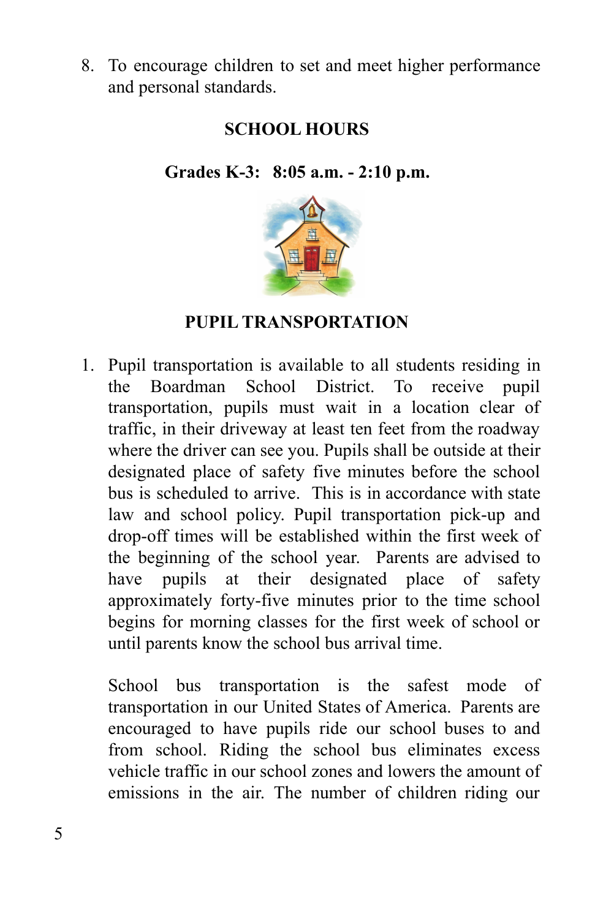8. To encourage children to set and meet higher performance and personal standards.

## SCHOOL HOURS

**Grades K-3: 8:05 a.m. - 2:10 p.m.**

## PUPIL TRANSPORTATION

1. Pupil transportation is available to all students residing in the Boardman School District. To receive pupil transportation, pupils must wait in a location clear of traffic, in their driveway at least ten feet from the roadway where the driver can see you. Pupils shall be outside at their designated place of safety five minutes before the school bus is scheduled to arrive. This is in accordance with state law and school policy. Pupil transportation pick-up and drop-off times will be established within the first week of the beginning of the school year. Parents are advised to have pupils at their designated place of safety approximately forty-five minutes prior to the time school begins for morning classes for the first week of school or until parents know the school bus arrival time.

   School bus transportation is the safest mode of transportation in our United States of America. Parents are encouraged to have pupils ride our school buses to and from school. Riding the school bus eliminates excess vehicle traffic in our school zones and lowers the amount of emissions in the air. The number of children riding our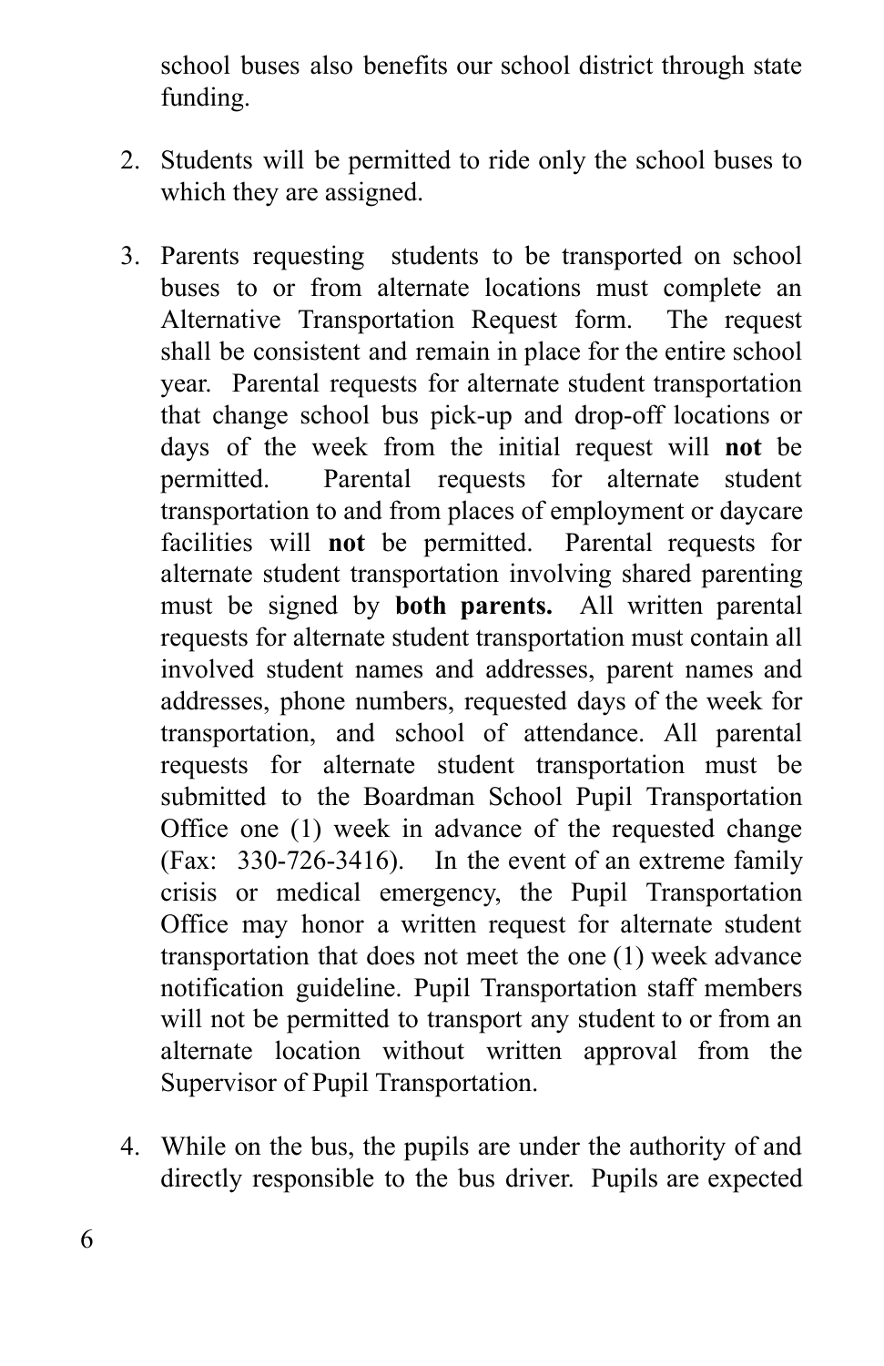school buses also benefits our school district through state funding.

2. Students will be permitted to ride only the school buses to which they are assigned.

3. Parents requesting students to be transported on school buses to or from alternate locations must complete an Alternative Transportation Request form. The request shall be consistent and remain in place for the entire school year. Parental requests for alternate student transportation that change school bus pick-up and drop-off locations or days of the week from the initial request will **not** be permitted. Parental requests for alternate student transportation to and from places of employment or daycare facilities will **not** be permitted. Parental requests for alternate student transportation involving shared parenting must be signed by **both parents.** All written parental requests for alternate student transportation must contain all involved student names and addresses, parent names and addresses, phone numbers, requested days of the week for transportation, and school of attendance. All parental requests for alternate student transportation must be submitted to the Boardman School Pupil Transportation Office one (1) week in advance of the requested change (Fax: 330-726-3416). In the event of an extreme family crisis or medical emergency, the Pupil Transportation Office may honor a written request for alternate student transportation that does not meet the one (1) week advance notification guideline. Pupil Transportation staff members will not be permitted to transport any student to or from an alternate location without written approval from the Supervisor of Pupil Transportation.

4. While on the bus, the pupils are under the authority of and directly responsible to the bus driver. Pupils are expected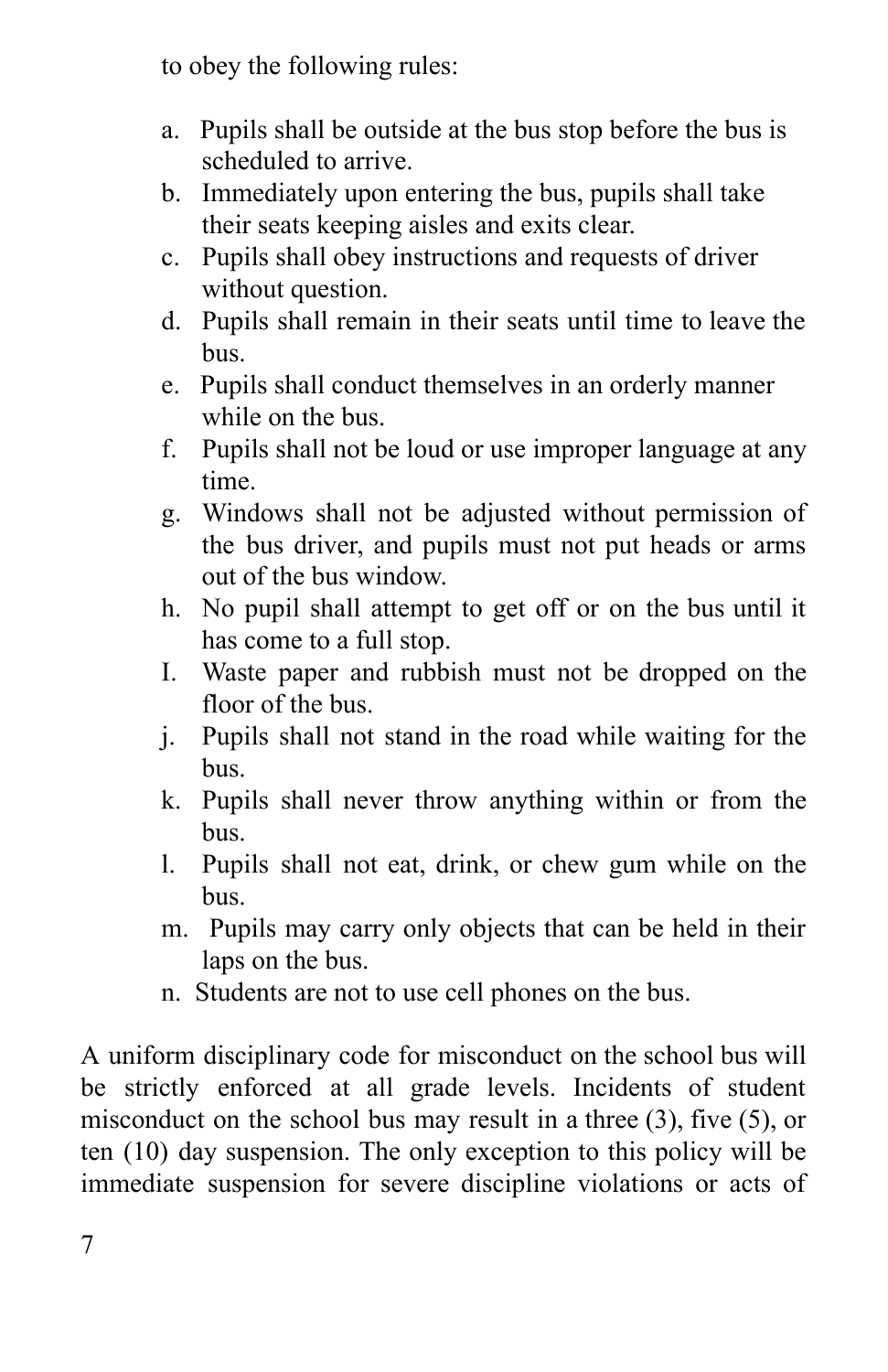to obey the following rules:

a. Pupils shall be outside at the bus stop before the bus is scheduled to arrive.
b. Immediately upon entering the bus, pupils shall take their seats keeping aisles and exits clear.
c. Pupils shall obey instructions and requests of driver without question.
d. Pupils shall remain in their seats until time to leave the bus.
e. Pupils shall conduct themselves in an orderly manner while on the bus.
f. Pupils shall not be loud or use improper language at any time.
g. Windows shall not be adjusted without permission of the bus driver, and pupils must not put heads or arms out of the bus window.
h. No pupil shall attempt to get off or on the bus until it has come to a full stop.
I. Waste paper and rubbish must not be dropped on the floor of the bus.
j. Pupils shall not stand in the road while waiting for the bus.
k. Pupils shall never throw anything within or from the bus.
l. Pupils shall not eat, drink, or chew gum while on the bus.
m. Pupils may carry only objects that can be held in their laps on the bus.
n. Students are not to use cell phones on the bus.

A uniform disciplinary code for misconduct on the school bus will be strictly enforced at all grade levels. Incidents of student misconduct on the school bus may result in a three (3), five (5), or ten (10) day suspension. The only exception to this policy will be immediate suspension for severe discipline violations or acts of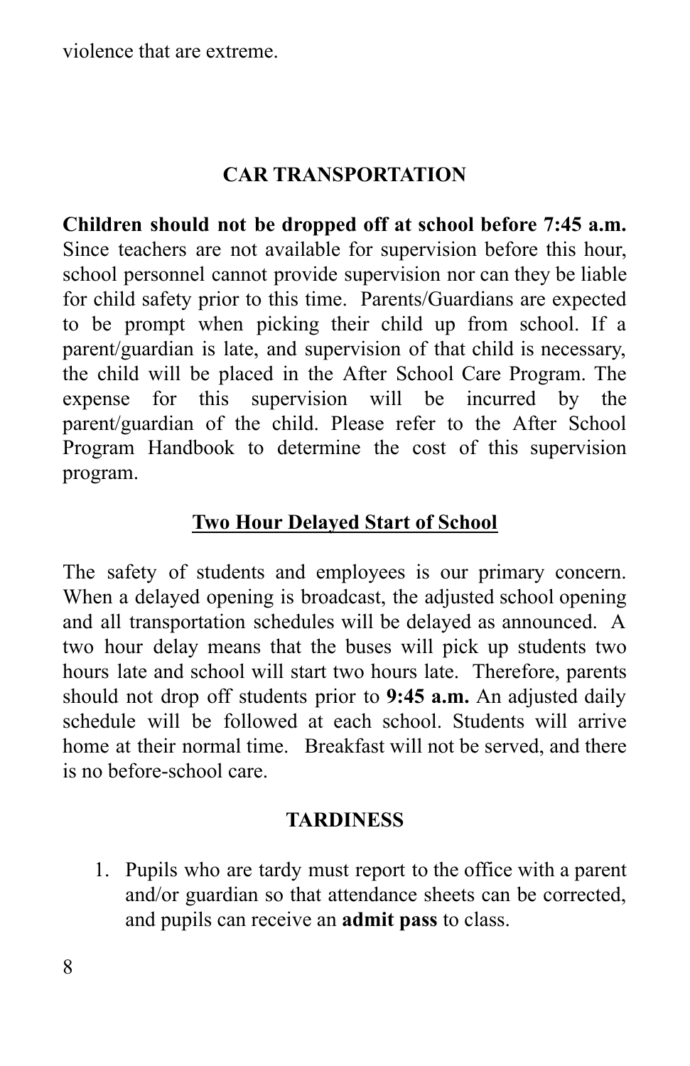violence that are extreme.

## CAR TRANSPORTATION

**Children should not be dropped off at school before 7:45 a.m.** Since teachers are not available for supervision before this hour, school personnel cannot provide supervision nor can they be liable for child safety prior to this time. Parents/Guardians are expected to be prompt when picking their child up from school. If a parent/guardian is late, and supervision of that child is necessary, the child will be placed in the After School Care Program. The expense for this supervision will be incurred by the parent/guardian of the child. Please refer to the After School Program Handbook to determine the cost of this supervision program.

### Two Hour Delayed Start of School

The safety of students and employees is our primary concern. When a delayed opening is broadcast, the adjusted school opening and all transportation schedules will be delayed as announced. A two hour delay means that the buses will pick up students two hours late and school will start two hours late. Therefore, parents should not drop off students prior to **9:45 a.m.** An adjusted daily schedule will be followed at each school. Students will arrive home at their normal time. Breakfast will not be served, and there is no before-school care.

## TARDINESS

1. Pupils who are tardy must report to the office with a parent and/or guardian so that attendance sheets can be corrected, and pupils can receive an **admit pass** to class.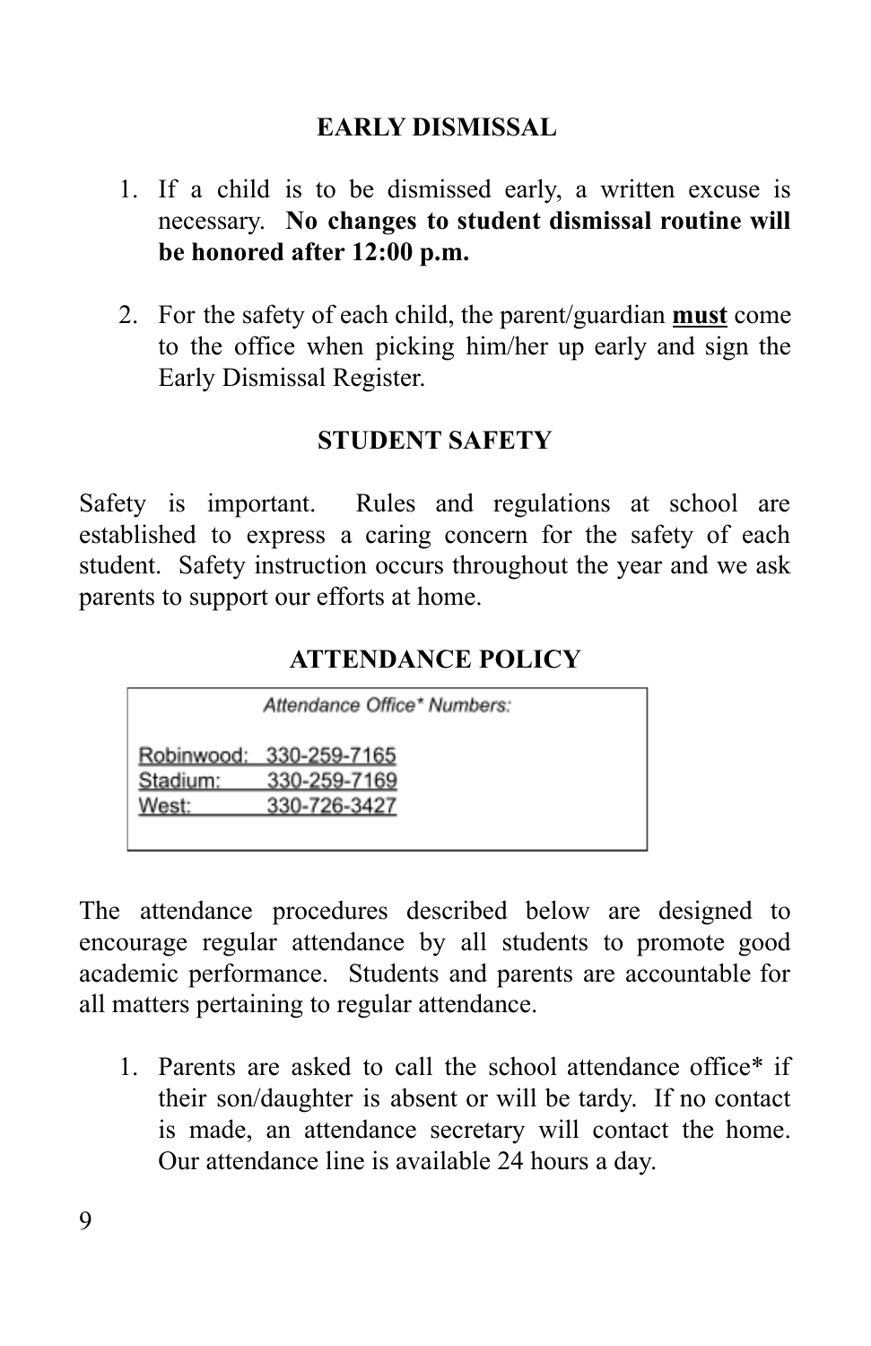## EARLY DISMISSAL

1. If a child is to be dismissed early, a written excuse is necessary. **No changes to student dismissal routine will be honored after 12:00 p.m.**

2. For the safety of each child, the parent/guardian **<u>must</u>** come to the office when picking him/her up early and sign the Early Dismissal Register.

## STUDENT SAFETY

Safety is important. Rules and regulations at school are established to express a caring concern for the safety of each student. Safety instruction occurs throughout the year and we ask parents to support our efforts at home.

## ATTENDANCE POLICY

*Attendance Office* Numbers:*

| | |
|---|---|
| Robinwood: | 330-259-7165 |
| Stadium: | 330-259-7169 |
| West: | 330-726-3427 |

The attendance procedures described below are designed to encourage regular attendance by all students to promote good academic performance. Students and parents are accountable for all matters pertaining to regular attendance.

1. Parents are asked to call the school attendance office* if their son/daughter is absent or will be tardy. If no contact is made, an attendance secretary will contact the home. Our attendance line is available 24 hours a day.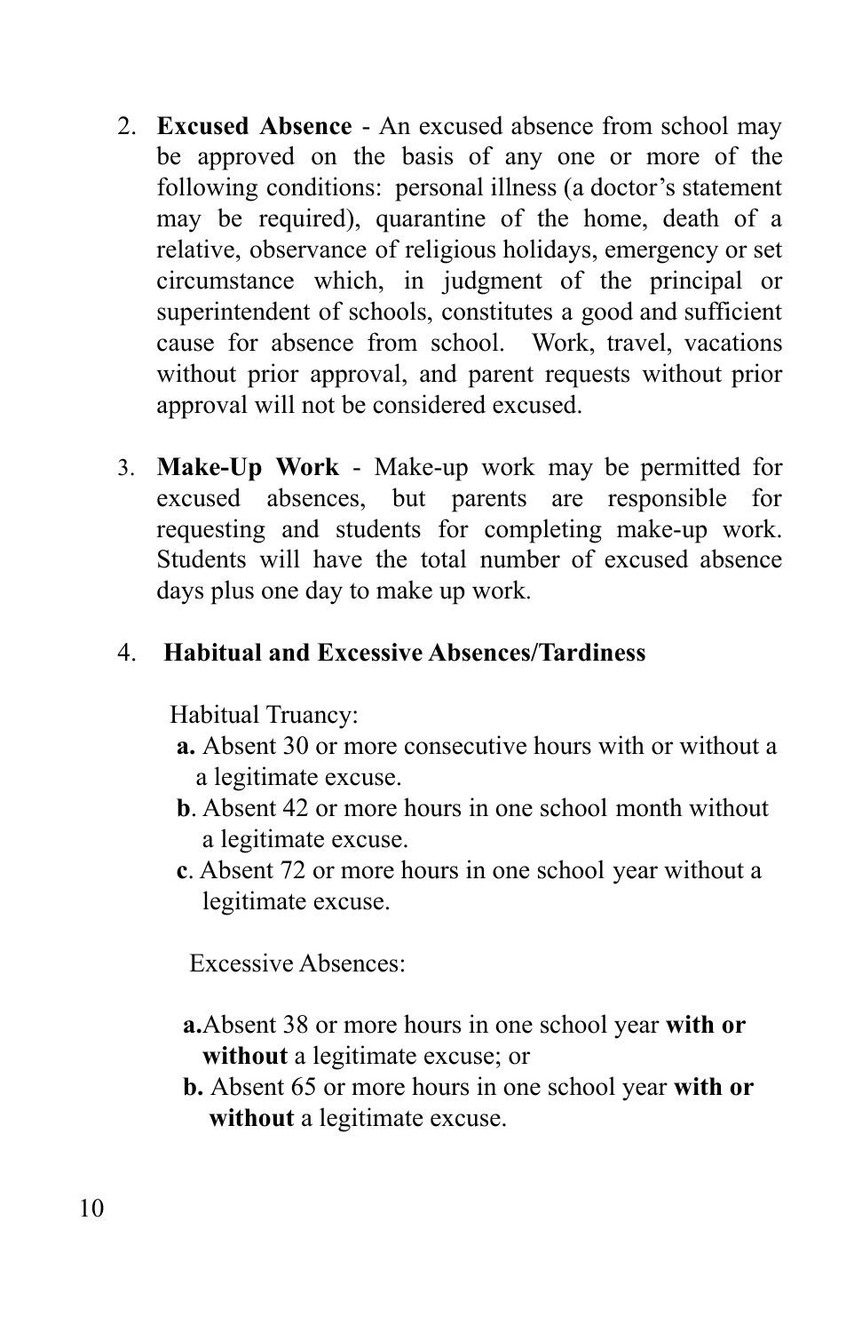2. **Excused Absence** - An excused absence from school may be approved on the basis of any one or more of the following conditions: personal illness (a doctor's statement may be required), quarantine of the home, death of a relative, observance of religious holidays, emergency or set circumstance which, in judgment of the principal or superintendent of schools, constitutes a good and sufficient cause for absence from school. Work, travel, vacations without prior approval, and parent requests without prior approval will not be considered excused.

3. **Make-Up Work** - Make-up work may be permitted for excused absences, but parents are responsible for requesting and students for completing make-up work. Students will have the total number of excused absence days plus one day to make up work.

4. **Habitual and Excessive Absences/Tardiness**

   Habitual Truancy:

   **a.** Absent 30 or more consecutive hours with or without a a legitimate excuse.
   **b**. Absent 42 or more hours in one school month without a legitimate excuse.
   **c**. Absent 72 or more hours in one school year without a legitimate excuse.

   Excessive Absences:

   **a.** Absent 38 or more hours in one school year **with or without** a legitimate excuse; or
   **b.** Absent 65 or more hours in one school year **with or without** a legitimate excuse.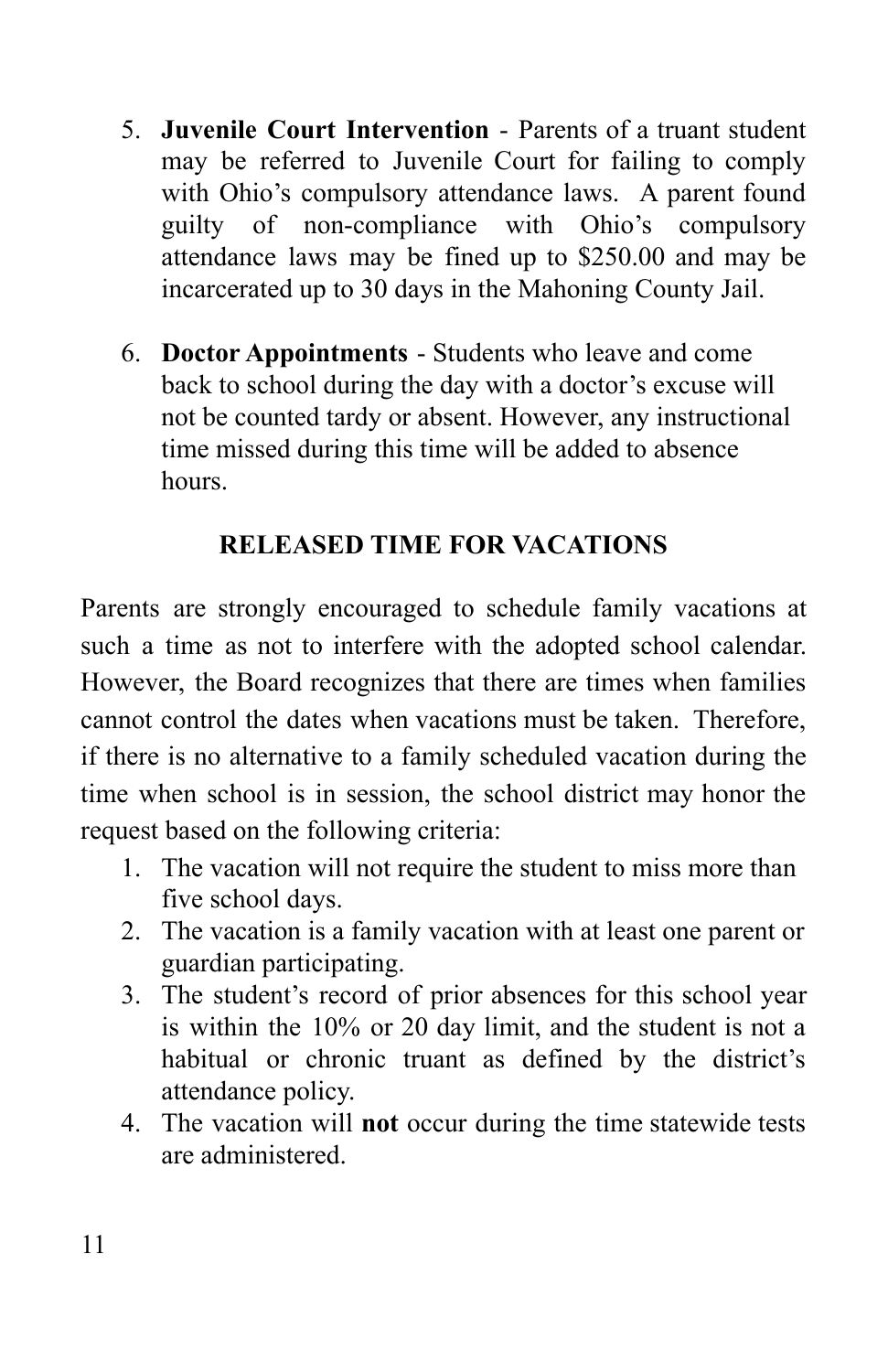5. **Juvenile Court Intervention** - Parents of a truant student may be referred to Juvenile Court for failing to comply with Ohio's compulsory attendance laws. A parent found guilty of non-compliance with Ohio's compulsory attendance laws may be fined up to $250.00 and may be incarcerated up to 30 days in the Mahoning County Jail.

6. **Doctor Appointments** - Students who leave and come back to school during the day with a doctor's excuse will not be counted tardy or absent. However, any instructional time missed during this time will be added to absence hours.

## RELEASED TIME FOR VACATIONS

Parents are strongly encouraged to schedule family vacations at such a time as not to interfere with the adopted school calendar. However, the Board recognizes that there are times when families cannot control the dates when vacations must be taken. Therefore, if there is no alternative to a family scheduled vacation during the time when school is in session, the school district may honor the request based on the following criteria:

1. The vacation will not require the student to miss more than five school days.
2. The vacation is a family vacation with at least one parent or guardian participating.
3. The student's record of prior absences for this school year is within the 10% or 20 day limit, and the student is not a habitual or chronic truant as defined by the district's attendance policy.
4. The vacation will **not** occur during the time statewide tests are administered.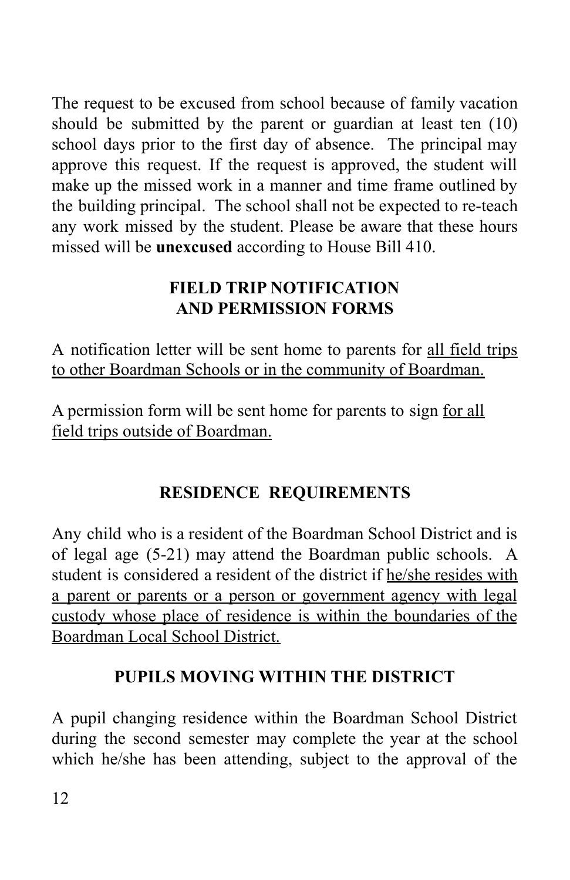The request to be excused from school because of family vacation should be submitted by the parent or guardian at least ten (10) school days prior to the first day of absence. The principal may approve this request. If the request is approved, the student will make up the missed work in a manner and time frame outlined by the building principal. The school shall not be expected to re-teach any work missed by the student. Please be aware that these hours missed will be **unexcused** according to House Bill 410.

## FIELD TRIP NOTIFICATION AND PERMISSION FORMS

A notification letter will be sent home to parents for <u>all field trips to other Boardman Schools or in the community of Boardman.</u>

A permission form will be sent home for parents to sign <u>for all field trips outside of Boardman.</u>

## RESIDENCE REQUIREMENTS

Any child who is a resident of the Boardman School District and is of legal age (5-21) may attend the Boardman public schools. A student is considered a resident of the district if <u>he/she resides with a parent or parents or a person or government agency with legal custody whose place of residence is within the boundaries of the Boardman Local School District.</u>

## PUPILS MOVING WITHIN THE DISTRICT

A pupil changing residence within the Boardman School District during the second semester may complete the year at the school which he/she has been attending, subject to the approval of the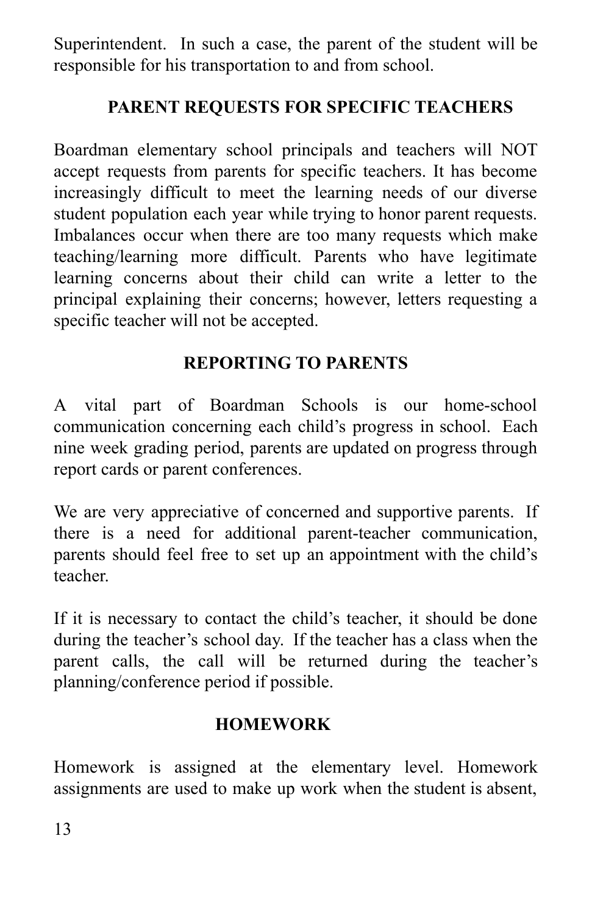Superintendent. In such a case, the parent of the student will be responsible for his transportation to and from school.

## PARENT REQUESTS FOR SPECIFIC TEACHERS

Boardman elementary school principals and teachers will NOT accept requests from parents for specific teachers. It has become increasingly difficult to meet the learning needs of our diverse student population each year while trying to honor parent requests. Imbalances occur when there are too many requests which make teaching/learning more difficult. Parents who have legitimate learning concerns about their child can write a letter to the principal explaining their concerns; however, letters requesting a specific teacher will not be accepted.

## REPORTING TO PARENTS

A vital part of Boardman Schools is our home-school communication concerning each child's progress in school. Each nine week grading period, parents are updated on progress through report cards or parent conferences.

We are very appreciative of concerned and supportive parents. If there is a need for additional parent-teacher communication, parents should feel free to set up an appointment with the child's teacher.

If it is necessary to contact the child's teacher, it should be done during the teacher's school day. If the teacher has a class when the parent calls, the call will be returned during the teacher's planning/conference period if possible.

## HOMEWORK

Homework is assigned at the elementary level. Homework assignments are used to make up work when the student is absent,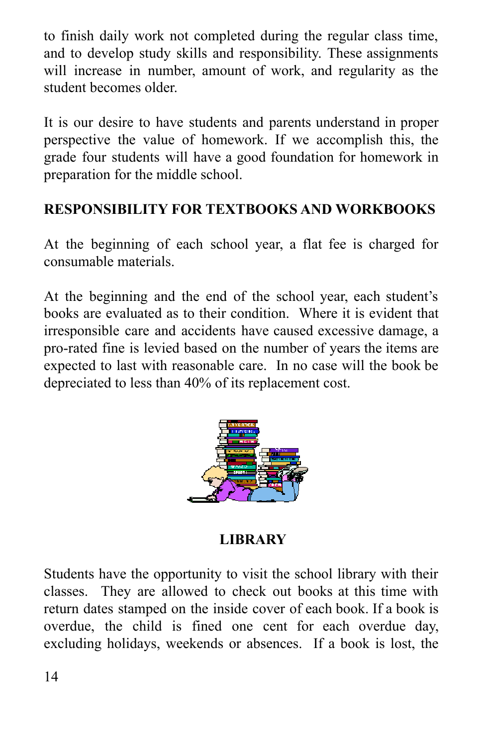to finish daily work not completed during the regular class time, and to develop study skills and responsibility. These assignments will increase in number, amount of work, and regularity as the student becomes older.

It is our desire to have students and parents understand in proper perspective the value of homework. If we accomplish this, the grade four students will have a good foundation for homework in preparation for the middle school.

## RESPONSIBILITY FOR TEXTBOOKS AND WORKBOOKS

At the beginning of each school year, a flat fee is charged for consumable materials.

At the beginning and the end of the school year, each student's books are evaluated as to their condition. Where it is evident that irresponsible care and accidents have caused excessive damage, a pro-rated fine is levied based on the number of years the items are expected to last with reasonable care. In no case will the book be depreciated to less than 40% of its replacement cost.

## LIBRARY

Students have the opportunity to visit the school library with their classes. They are allowed to check out books at this time with return dates stamped on the inside cover of each book. If a book is overdue, the child is fined one cent for each overdue day, excluding holidays, weekends or absences. If a book is lost, the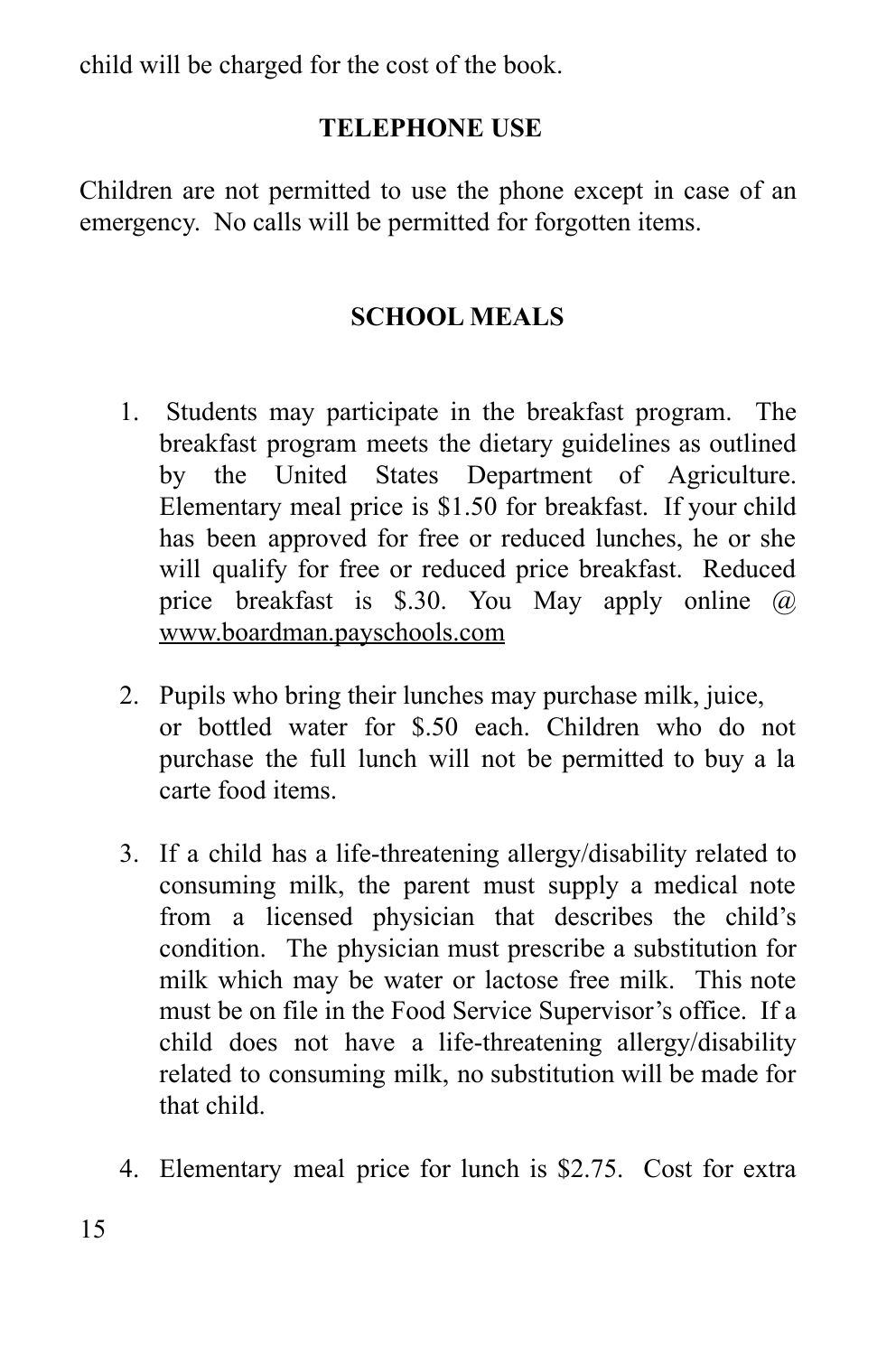child will be charged for the cost of the book.

## TELEPHONE USE

Children are not permitted to use the phone except in case of an emergency. No calls will be permitted for forgotten items.

## SCHOOL MEALS

1. Students may participate in the breakfast program. The breakfast program meets the dietary guidelines as outlined by the United States Department of Agriculture. Elementary meal price is $1.50 for breakfast. If your child has been approved for free or reduced lunches, he or she will qualify for free or reduced price breakfast. Reduced price breakfast is $.30. You May apply online @ www.boardman.payschools.com

2. Pupils who bring their lunches may purchase milk, juice, or bottled water for $.50 each. Children who do not purchase the full lunch will not be permitted to buy a la carte food items.

3. If a child has a life-threatening allergy/disability related to consuming milk, the parent must supply a medical note from a licensed physician that describes the child's condition. The physician must prescribe a substitution for milk which may be water or lactose free milk. This note must be on file in the Food Service Supervisor's office. If a child does not have a life-threatening allergy/disability related to consuming milk, no substitution will be made for that child.

4. Elementary meal price for lunch is $2.75. Cost for extra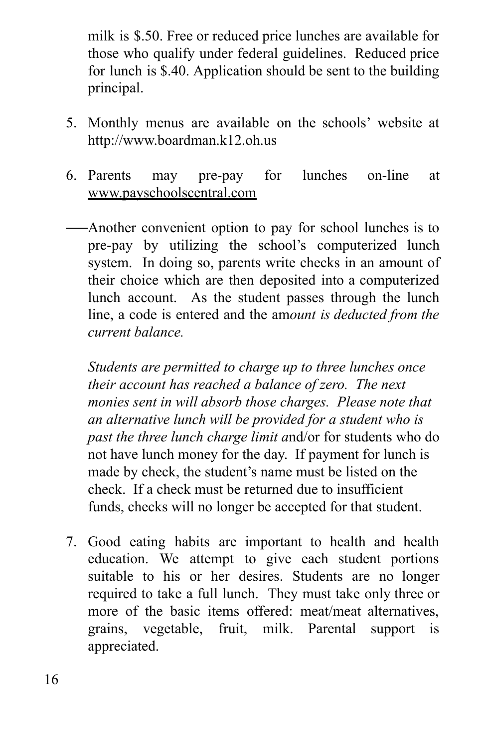milk is $.50. Free or reduced price lunches are available for those who qualify under federal guidelines. Reduced price for lunch is $.40. Application should be sent to the building principal.

5. Monthly menus are available on the schools' website at http://www.boardman.k12.oh.us

6. Parents may pre-pay for lunches on-line at www.payschoolscentral.com

Another convenient option to pay for school lunches is to pre-pay by utilizing the school's computerized lunch system. In doing so, parents write checks in an amount of their choice which are then deposited into a computerized lunch account. As the student passes through the lunch line, a code is entered and the am*ount is deducted from the current balance.*

*Students are permitted to charge up to three lunches once their account has reached a balance of zero. The next monies sent in will absorb those charges. Please note that an alternative lunch will be provided for a student who is past the three lunch charge limit a*nd/or for students who do not have lunch money for the day. If payment for lunch is made by check, the student's name must be listed on the check. If a check must be returned due to insufficient funds, checks will no longer be accepted for that student.

7. Good eating habits are important to health and health education. We attempt to give each student portions suitable to his or her desires. Students are no longer required to take a full lunch. They must take only three or more of the basic items offered: meat/meat alternatives, grains, vegetable, fruit, milk. Parental support is appreciated.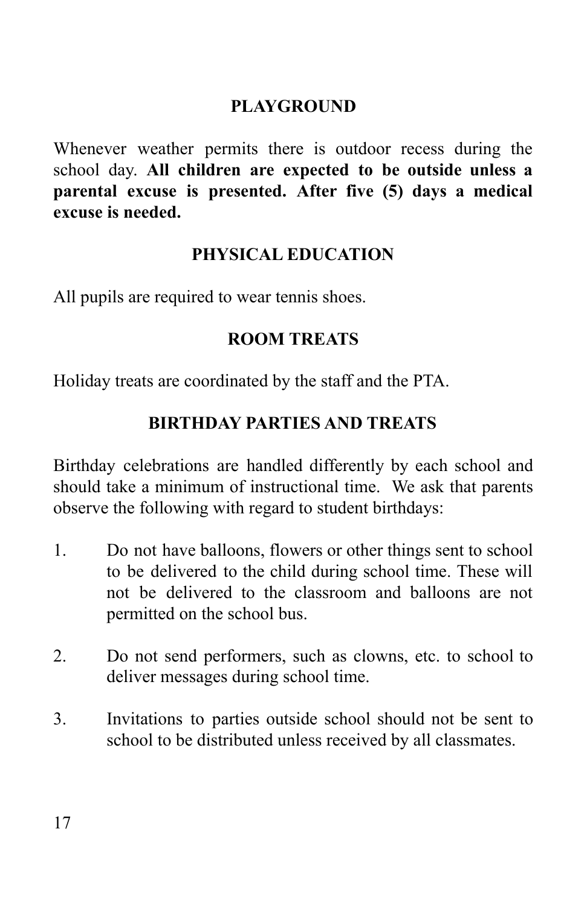## PLAYGROUND

Whenever weather permits there is outdoor recess during the school day. **All children are expected to be outside unless a parental excuse is presented. After five (5) days a medical excuse is needed.**

## PHYSICAL EDUCATION

All pupils are required to wear tennis shoes.

## ROOM TREATS

Holiday treats are coordinated by the staff and the PTA.

## BIRTHDAY PARTIES AND TREATS

Birthday celebrations are handled differently by each school and should take a minimum of instructional time. We ask that parents observe the following with regard to student birthdays:

1. Do not have balloons, flowers or other things sent to school to be delivered to the child during school time. These will not be delivered to the classroom and balloons are not permitted on the school bus.

2. Do not send performers, such as clowns, etc. to school to deliver messages during school time.

3. Invitations to parties outside school should not be sent to school to be distributed unless received by all classmates.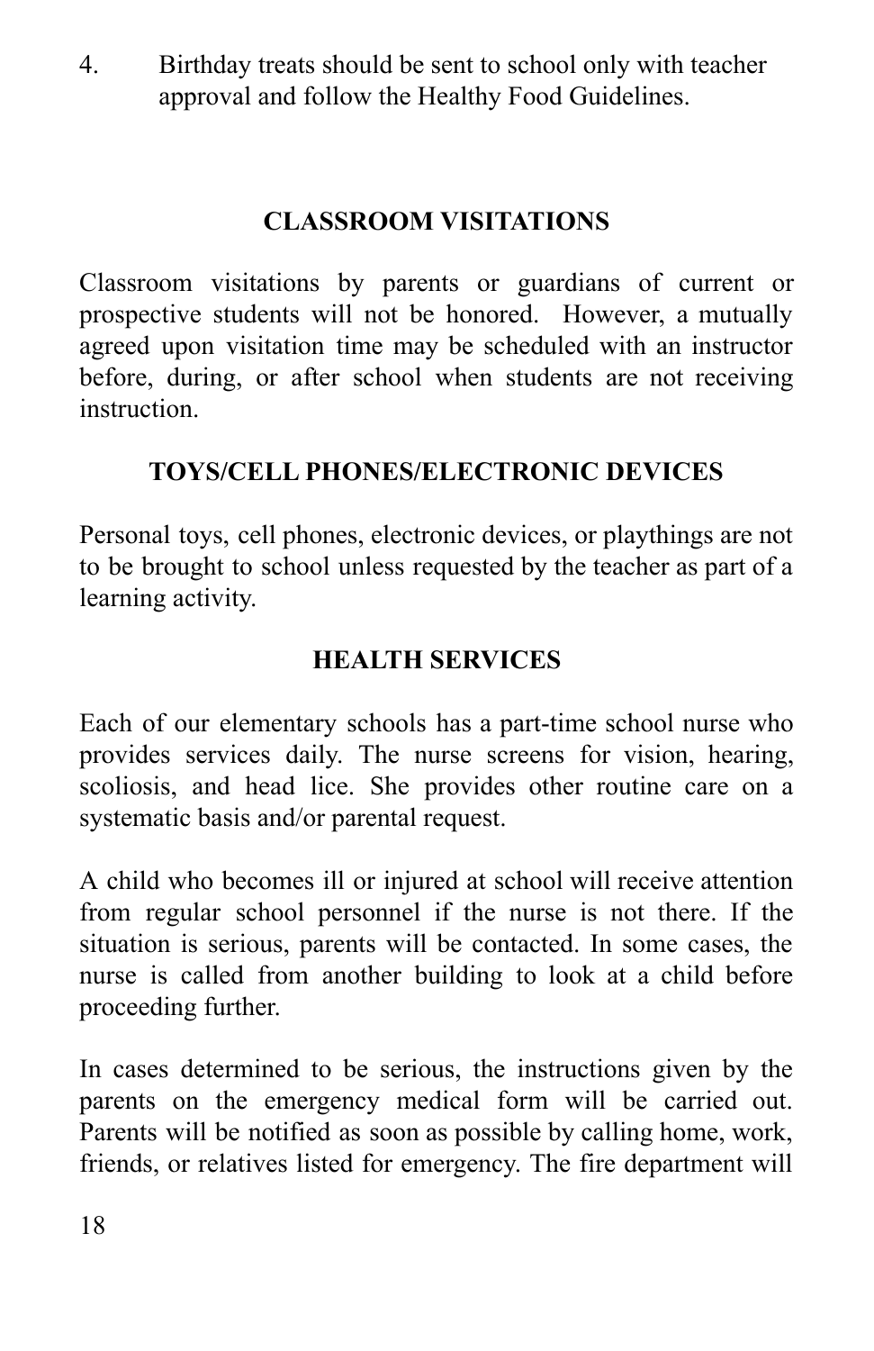4. Birthday treats should be sent to school only with teacher approval and follow the Healthy Food Guidelines.

## CLASSROOM VISITATIONS

Classroom visitations by parents or guardians of current or prospective students will not be honored. However, a mutually agreed upon visitation time may be scheduled with an instructor before, during, or after school when students are not receiving instruction.

## TOYS/CELL PHONES/ELECTRONIC DEVICES

Personal toys, cell phones, electronic devices, or playthings are not to be brought to school unless requested by the teacher as part of a learning activity.

## HEALTH SERVICES

Each of our elementary schools has a part-time school nurse who provides services daily. The nurse screens for vision, hearing, scoliosis, and head lice. She provides other routine care on a systematic basis and/or parental request.

A child who becomes ill or injured at school will receive attention from regular school personnel if the nurse is not there. If the situation is serious, parents will be contacted. In some cases, the nurse is called from another building to look at a child before proceeding further.

In cases determined to be serious, the instructions given by the parents on the emergency medical form will be carried out. Parents will be notified as soon as possible by calling home, work, friends, or relatives listed for emergency. The fire department will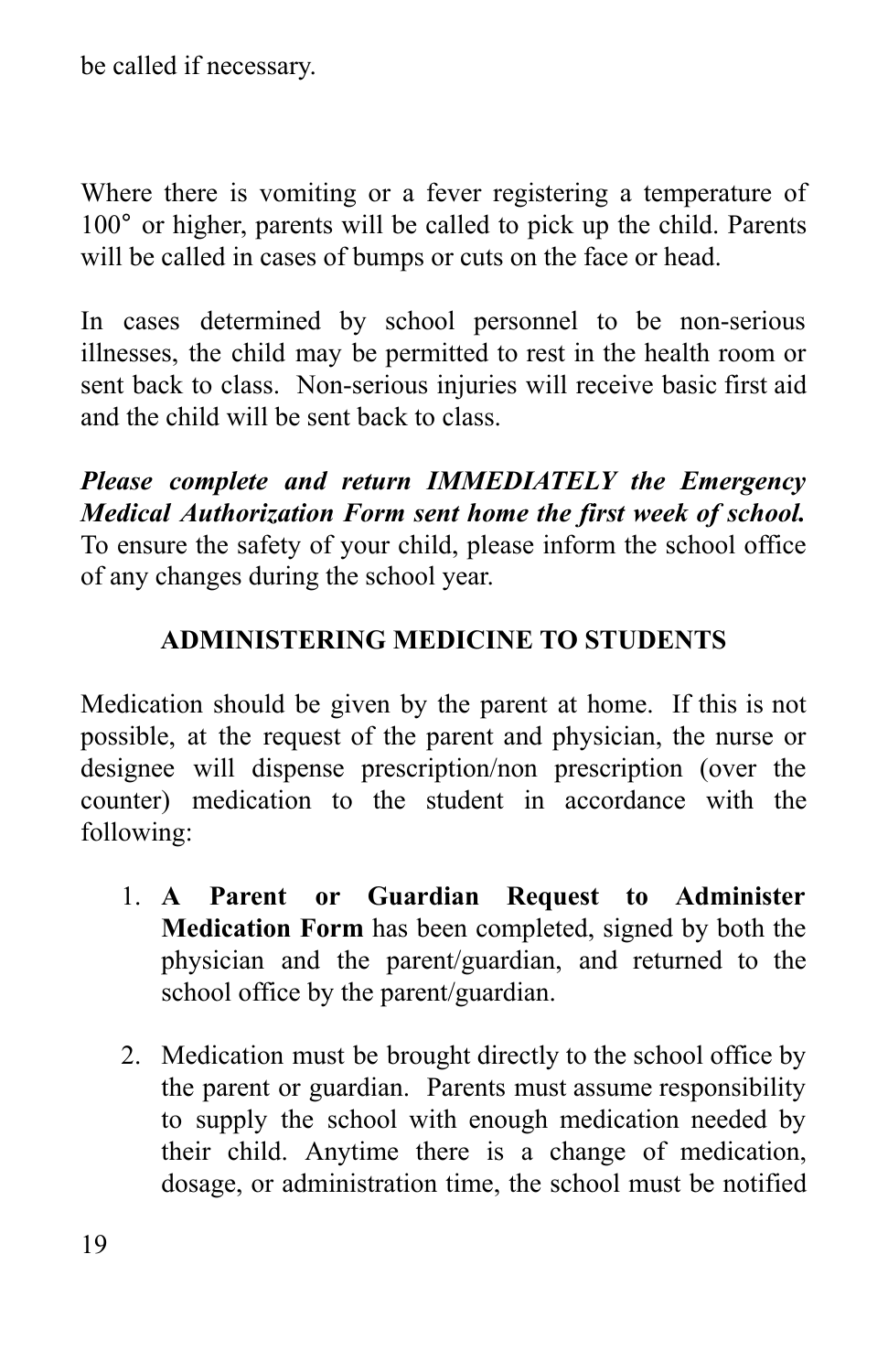be called if necessary.

Where there is vomiting or a fever registering a temperature of 100° or higher, parents will be called to pick up the child. Parents will be called in cases of bumps or cuts on the face or head.

In cases determined by school personnel to be non-serious illnesses, the child may be permitted to rest in the health room or sent back to class. Non-serious injuries will receive basic first aid and the child will be sent back to class.

***Please complete and return IMMEDIATELY the Emergency Medical Authorization Form sent home the first week of school.*** To ensure the safety of your child, please inform the school office of any changes during the school year.

## ADMINISTERING MEDICINE TO STUDENTS

Medication should be given by the parent at home. If this is not possible, at the request of the parent and physician, the nurse or designee will dispense prescription/non prescription (over the counter) medication to the student in accordance with the following:

1. **A Parent or Guardian Request to Administer Medication Form** has been completed, signed by both the physician and the parent/guardian, and returned to the school office by the parent/guardian.

2. Medication must be brought directly to the school office by the parent or guardian. Parents must assume responsibility to supply the school with enough medication needed by their child. Anytime there is a change of medication, dosage, or administration time, the school must be notified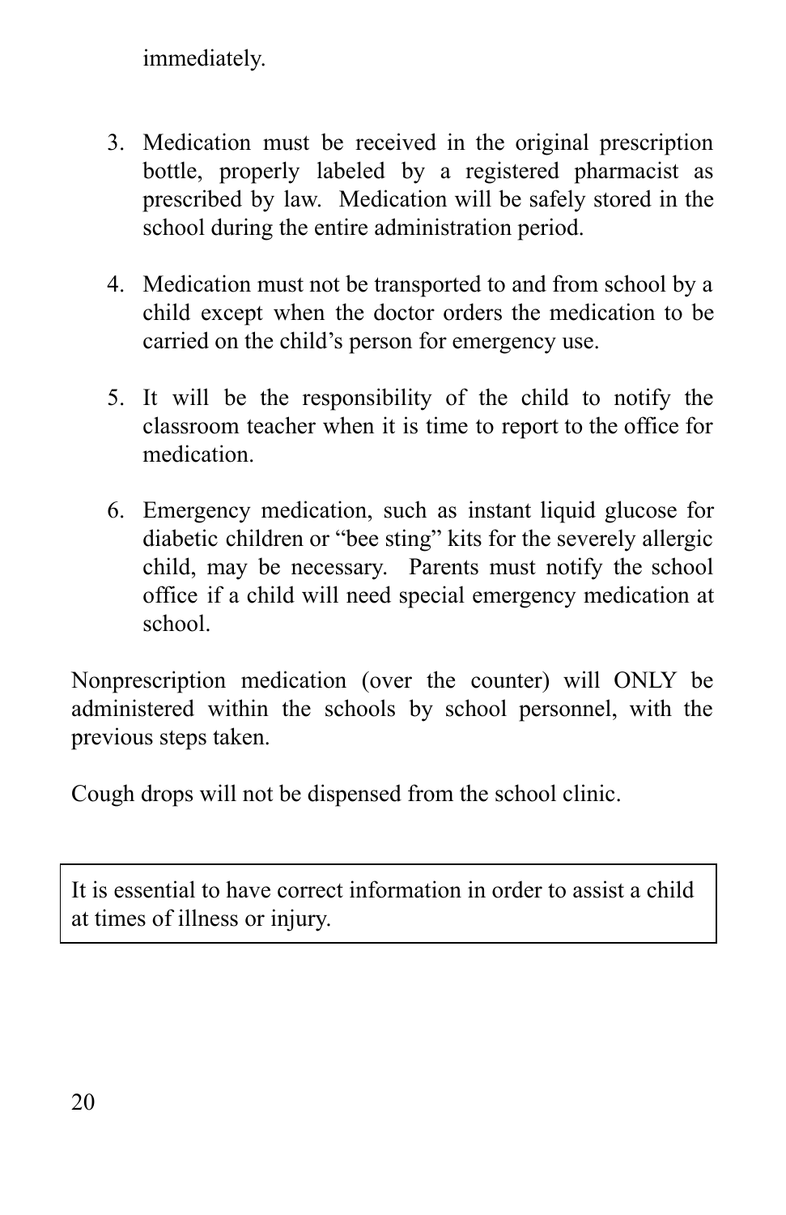immediately.

3. Medication must be received in the original prescription bottle, properly labeled by a registered pharmacist as prescribed by law. Medication will be safely stored in the school during the entire administration period.

4. Medication must not be transported to and from school by a child except when the doctor orders the medication to be carried on the child's person for emergency use.

5. It will be the responsibility of the child to notify the classroom teacher when it is time to report to the office for medication.

6. Emergency medication, such as instant liquid glucose for diabetic children or "bee sting" kits for the severely allergic child, may be necessary. Parents must notify the school office if a child will need special emergency medication at school.

Nonprescription medication (over the counter) will ONLY be administered within the schools by school personnel, with the previous steps taken.

Cough drops will not be dispensed from the school clinic.

> It is essential to have correct information in order to assist a child at times of illness or injury.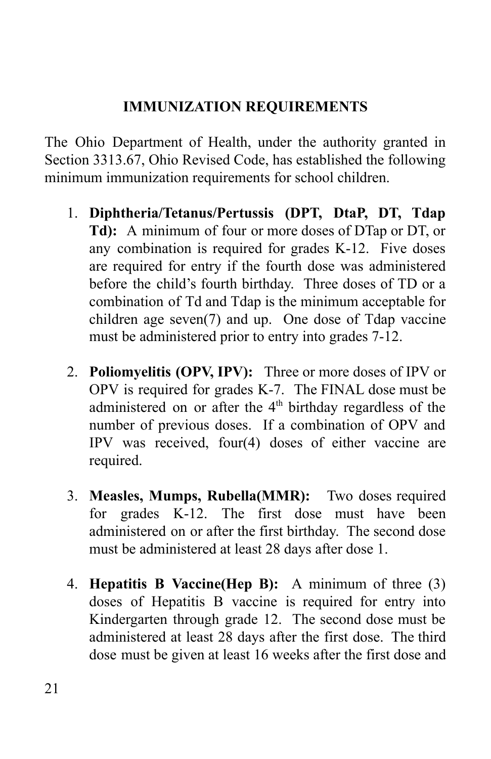## IMMUNIZATION REQUIREMENTS

The Ohio Department of Health, under the authority granted in Section 3313.67, Ohio Revised Code, has established the following minimum immunization requirements for school children.

1. **Diphtheria/Tetanus/Pertussis (DPT, DtaP, DT, Tdap Td):** A minimum of four or more doses of DTap or DT, or any combination is required for grades K-12. Five doses are required for entry if the fourth dose was administered before the child's fourth birthday. Three doses of TD or a combination of Td and Tdap is the minimum acceptable for children age seven(7) and up. One dose of Tdap vaccine must be administered prior to entry into grades 7-12.

2. **Poliomyelitis (OPV, IPV):** Three or more doses of IPV or OPV is required for grades K-7. The FINAL dose must be administered on or after the 4th birthday regardless of the number of previous doses. If a combination of OPV and IPV was received, four(4) doses of either vaccine are required.

3. **Measles, Mumps, Rubella(MMR):** Two doses required for grades K-12. The first dose must have been administered on or after the first birthday. The second dose must be administered at least 28 days after dose 1.

4. **Hepatitis B Vaccine(Hep B):** A minimum of three (3) doses of Hepatitis B vaccine is required for entry into Kindergarten through grade 12. The second dose must be administered at least 28 days after the first dose. The third dose must be given at least 16 weeks after the first dose and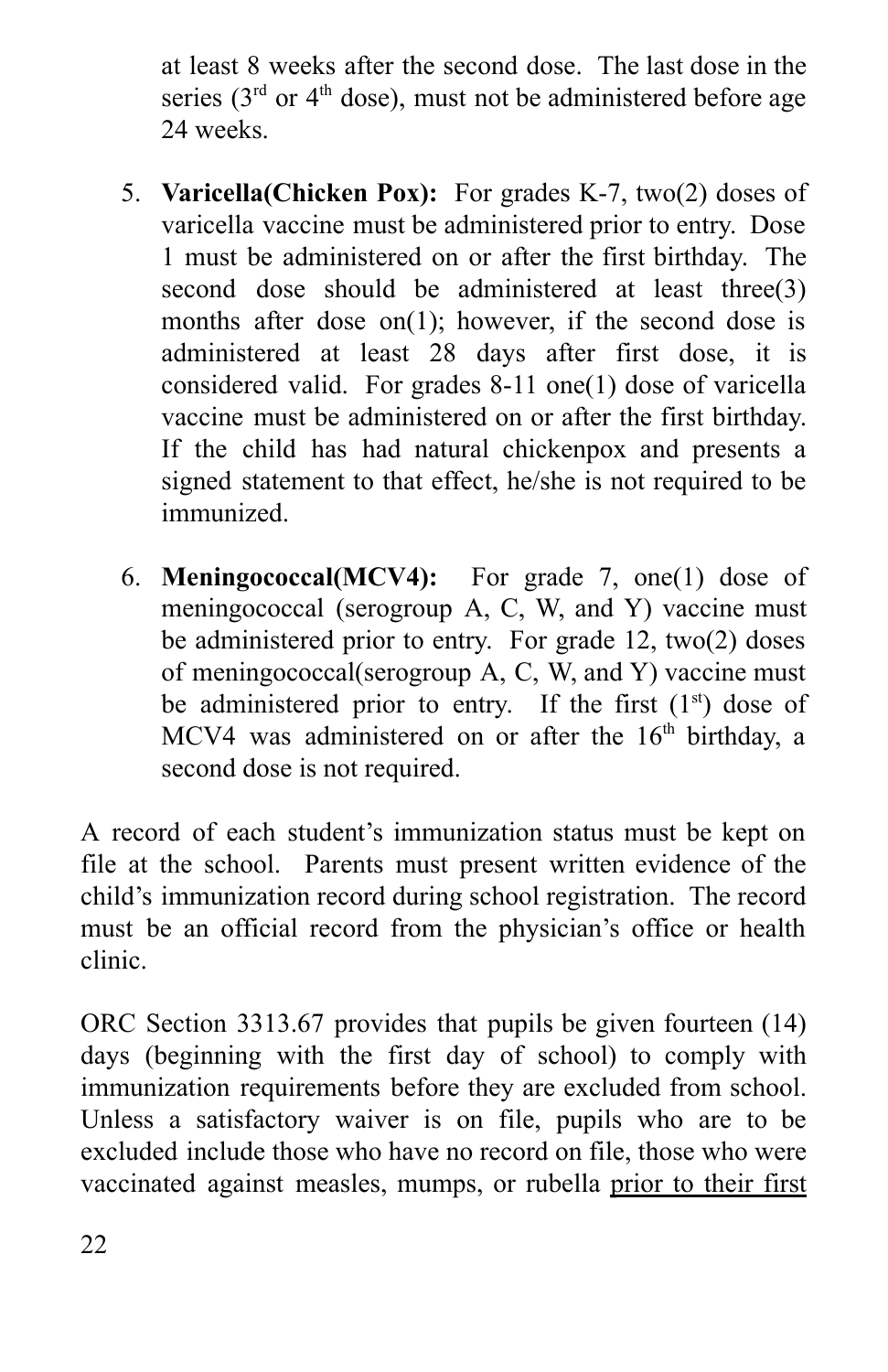at least 8 weeks after the second dose. The last dose in the series (3rd or 4th dose), must not be administered before age 24 weeks.

5. **Varicella(Chicken Pox):** For grades K-7, two(2) doses of varicella vaccine must be administered prior to entry. Dose 1 must be administered on or after the first birthday. The second dose should be administered at least three(3) months after dose on(1); however, if the second dose is administered at least 28 days after first dose, it is considered valid. For grades 8-11 one(1) dose of varicella vaccine must be administered on or after the first birthday. If the child has had natural chickenpox and presents a signed statement to that effect, he/she is not required to be immunized.

6. **Meningococcal(MCV4):** For grade 7, one(1) dose of meningococcal (serogroup A, C, W, and Y) vaccine must be administered prior to entry. For grade 12, two(2) doses of meningococcal(serogroup A, C, W, and Y) vaccine must be administered prior to entry. If the first (1st) dose of MCV4 was administered on or after the 16th birthday, a second dose is not required.

A record of each student's immunization status must be kept on file at the school. Parents must present written evidence of the child's immunization record during school registration. The record must be an official record from the physician's office or health clinic.

ORC Section 3313.67 provides that pupils be given fourteen (14) days (beginning with the first day of school) to comply with immunization requirements before they are excluded from school. Unless a satisfactory waiver is on file, pupils who are to be excluded include those who have no record on file, those who were vaccinated against measles, mumps, or rubella <u>prior to their first</u>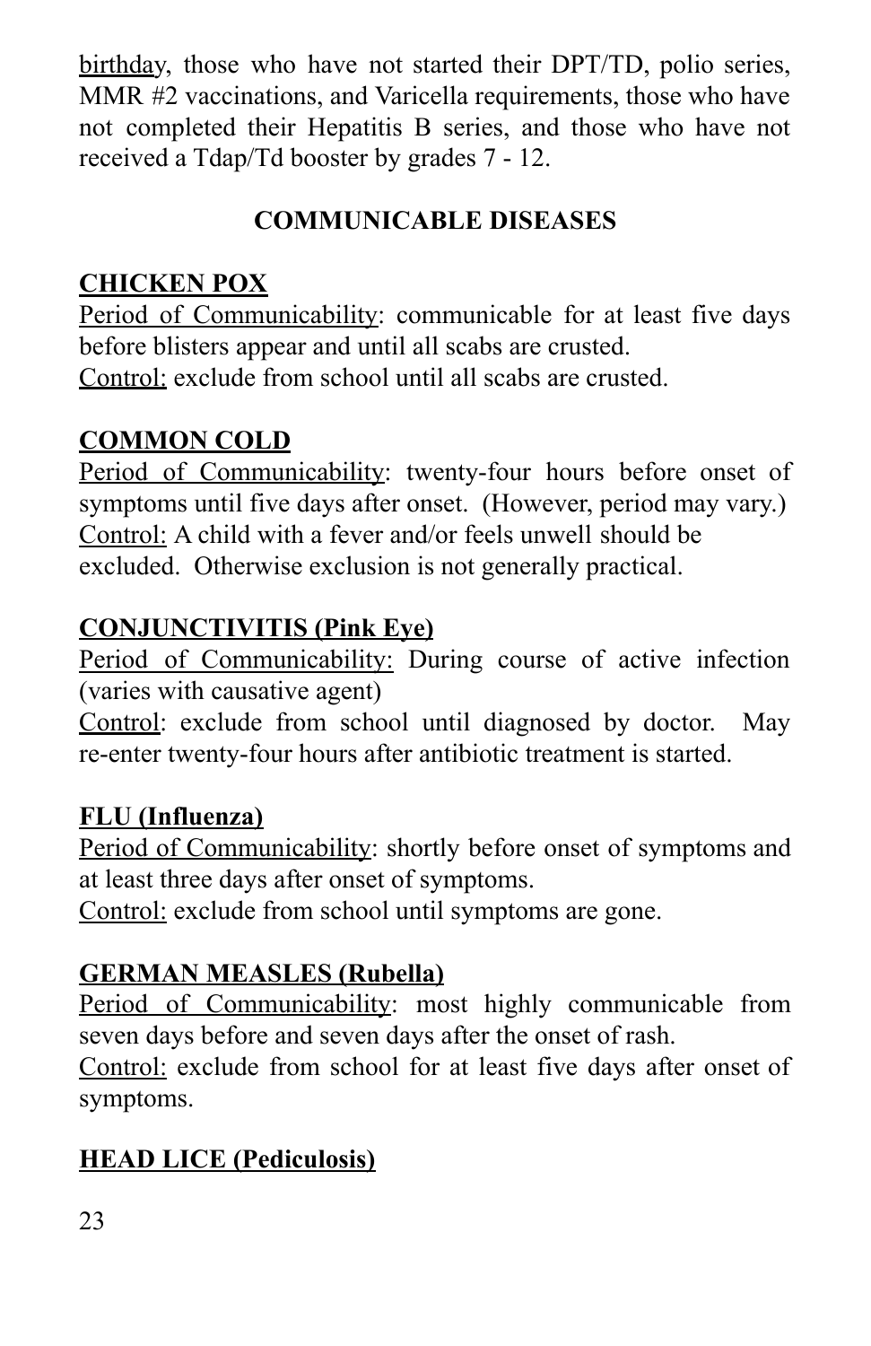birthday, those who have not started their DPT/TD, polio series, MMR #2 vaccinations, and Varicella requirements, those who have not completed their Hepatitis B series, and those who have not received a Tdap/Td booster by grades 7 - 12.

## COMMUNICABLE DISEASES

### CHICKEN POX

Period of Communicability: communicable for at least five days before blisters appear and until all scabs are crusted.
Control: exclude from school until all scabs are crusted.

### COMMON COLD

Period of Communicability: twenty-four hours before onset of symptoms until five days after onset. (However, period may vary.)
Control: A child with a fever and/or feels unwell should be excluded. Otherwise exclusion is not generally practical.

### CONJUNCTIVITIS (Pink Eye)

Period of Communicability: During course of active infection (varies with causative agent)
Control: exclude from school until diagnosed by doctor. May re-enter twenty-four hours after antibiotic treatment is started.

### FLU (Influenza)

Period of Communicability: shortly before onset of symptoms and at least three days after onset of symptoms.
Control: exclude from school until symptoms are gone.

### GERMAN MEASLES (Rubella)

Period of Communicability: most highly communicable from seven days before and seven days after the onset of rash.
Control: exclude from school for at least five days after onset of symptoms.

### HEAD LICE (Pediculosis)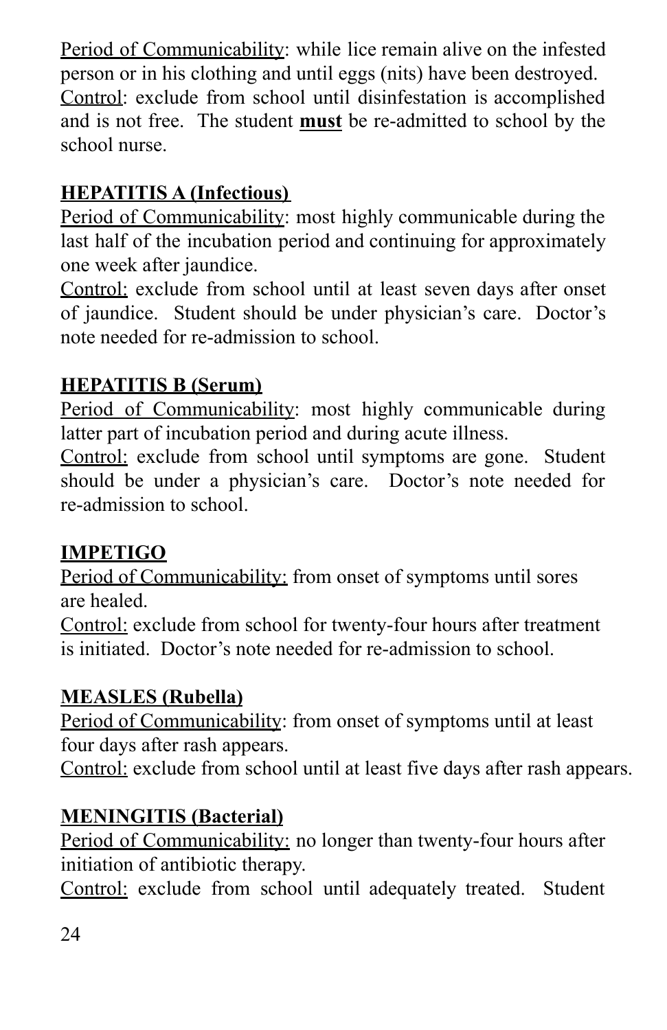Period of Communicability: while lice remain alive on the infested person or in his clothing and until eggs (nits) have been destroyed.
Control: exclude from school until disinfestation is accomplished and is not free. The student **must** be re-admitted to school by the school nurse.

**HEPATITIS A (Infectious)**

Period of Communicability: most highly communicable during the last half of the incubation period and continuing for approximately one week after jaundice.
Control: exclude from school until at least seven days after onset of jaundice. Student should be under physician's care. Doctor's note needed for re-admission to school.

**HEPATITIS B (Serum)**

Period of Communicability: most highly communicable during latter part of incubation period and during acute illness.
Control: exclude from school until symptoms are gone. Student should be under a physician's care. Doctor's note needed for re-admission to school.

**IMPETIGO**

Period of Communicability: from onset of symptoms until sores are healed.
Control: exclude from school for twenty-four hours after treatment is initiated. Doctor's note needed for re-admission to school.

**MEASLES (Rubella)**

Period of Communicability: from onset of symptoms until at least four days after rash appears.
Control: exclude from school until at least five days after rash appears.

**MENINGITIS (Bacterial)**

Period of Communicability: no longer than twenty-four hours after initiation of antibiotic therapy.
Control: exclude from school until adequately treated. Student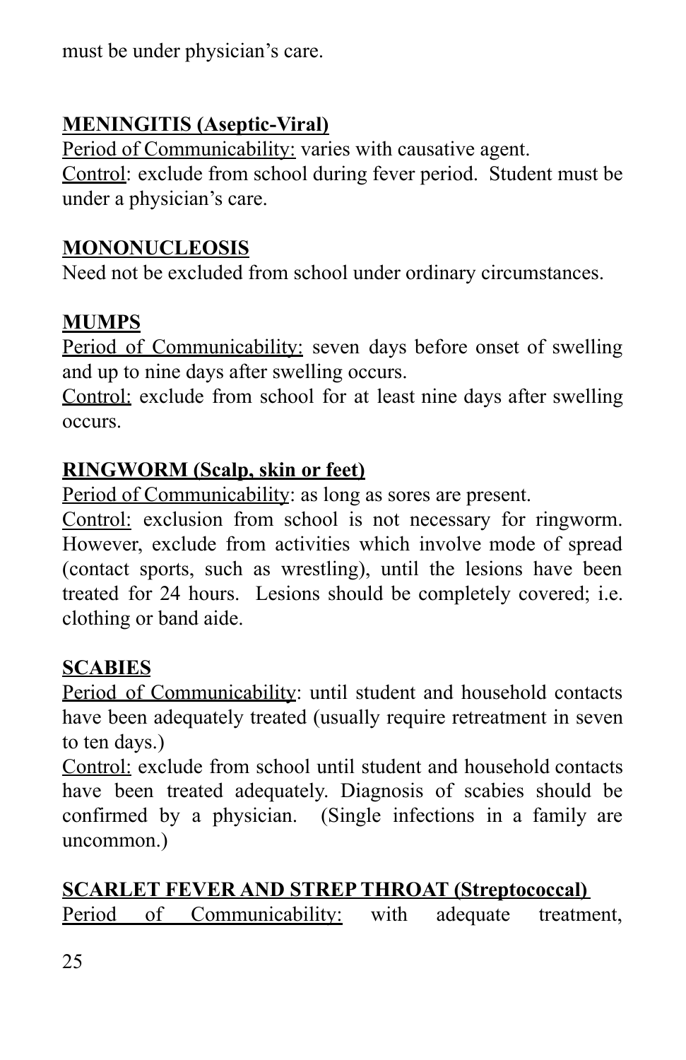must be under physician's care.

**MENINGITIS (Aseptic-Viral)**

Period of Communicability: varies with causative agent.
Control: exclude from school during fever period. Student must be under a physician's care.

**MONONUCLEOSIS**

Need not be excluded from school under ordinary circumstances.

**MUMPS**

Period of Communicability: seven days before onset of swelling and up to nine days after swelling occurs.
Control: exclude from school for at least nine days after swelling occurs.

**RINGWORM (Scalp, skin or feet)**

Period of Communicability: as long as sores are present.
Control: exclusion from school is not necessary for ringworm. However, exclude from activities which involve mode of spread (contact sports, such as wrestling), until the lesions have been treated for 24 hours. Lesions should be completely covered; i.e. clothing or band aide.

**SCABIES**

Period of Communicability: until student and household contacts have been adequately treated (usually require retreatment in seven to ten days.)
Control: exclude from school until student and household contacts have been treated adequately. Diagnosis of scabies should be confirmed by a physician. (Single infections in a family are uncommon.)

**SCARLET FEVER AND STREP THROAT (Streptococcal)**

Period of Communicability: with adequate treatment,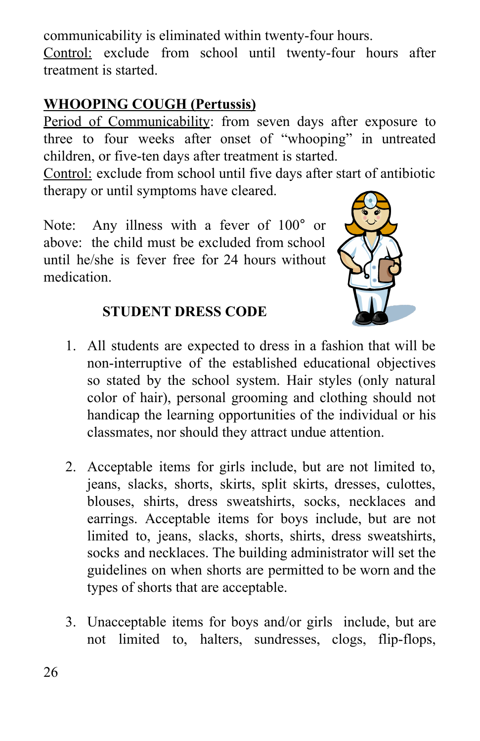communicability is eliminated within twenty-four hours.
Control: exclude from school until twenty-four hours after treatment is started.

**WHOOPING COUGH (Pertussis)**

Period of Communicability: from seven days after exposure to three to four weeks after onset of "whooping" in untreated children, or five-ten days after treatment is started.
Control: exclude from school until five days after start of antibiotic therapy or until symptoms have cleared.

Note: Any illness with a fever of 100° or above: the child must be excluded from school until he/she is fever free for 24 hours without medication.

## STUDENT DRESS CODE

1. All students are expected to dress in a fashion that will be non-interruptive of the established educational objectives so stated by the school system. Hair styles (only natural color of hair), personal grooming and clothing should not handicap the learning opportunities of the individual or his classmates, nor should they attract undue attention.

2. Acceptable items for girls include, but are not limited to, jeans, slacks, shorts, skirts, split skirts, dresses, culottes, blouses, shirts, dress sweatshirts, socks, necklaces and earrings. Acceptable items for boys include, but are not limited to, jeans, slacks, shorts, shirts, dress sweatshirts, socks and necklaces. The building administrator will set the guidelines on when shorts are permitted to be worn and the types of shorts that are acceptable.

3. Unacceptable items for boys and/or girls include, but are not limited to, halters, sundresses, clogs, flip-flops,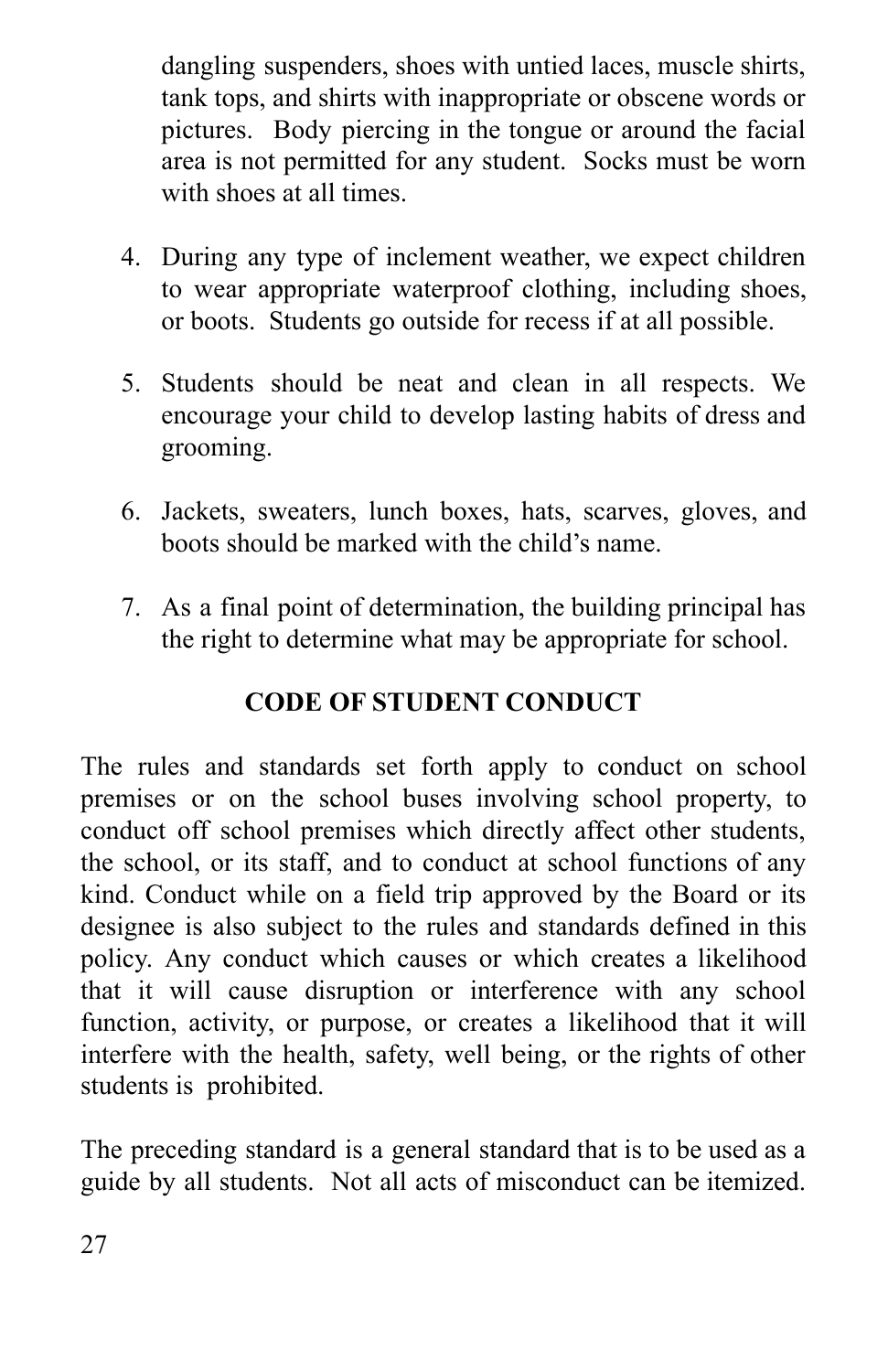dangling suspenders, shoes with untied laces, muscle shirts, tank tops, and shirts with inappropriate or obscene words or pictures. Body piercing in the tongue or around the facial area is not permitted for any student. Socks must be worn with shoes at all times.

4. During any type of inclement weather, we expect children to wear appropriate waterproof clothing, including shoes, or boots. Students go outside for recess if at all possible.

5. Students should be neat and clean in all respects. We encourage your child to develop lasting habits of dress and grooming.

6. Jackets, sweaters, lunch boxes, hats, scarves, gloves, and boots should be marked with the child's name.

7. As a final point of determination, the building principal has the right to determine what may be appropriate for school.

## CODE OF STUDENT CONDUCT

The rules and standards set forth apply to conduct on school premises or on the school buses involving school property, to conduct off school premises which directly affect other students, the school, or its staff, and to conduct at school functions of any kind. Conduct while on a field trip approved by the Board or its designee is also subject to the rules and standards defined in this policy. Any conduct which causes or which creates a likelihood that it will cause disruption or interference with any school function, activity, or purpose, or creates a likelihood that it will interfere with the health, safety, well being, or the rights of other students is prohibited.

The preceding standard is a general standard that is to be used as a guide by all students. Not all acts of misconduct can be itemized.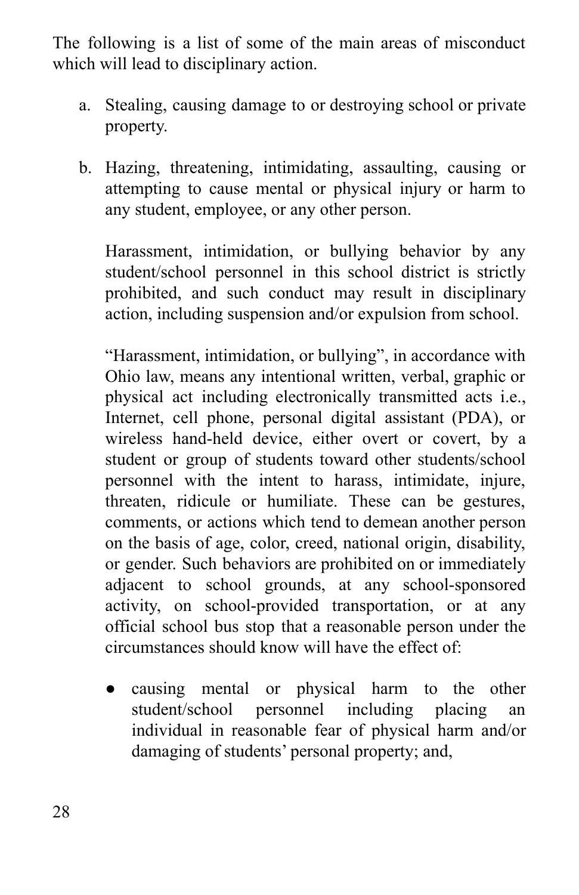The following is a list of some of the main areas of misconduct which will lead to disciplinary action.

a. Stealing, causing damage to or destroying school or private property.

b. Hazing, threatening, intimidating, assaulting, causing or attempting to cause mental or physical injury or harm to any student, employee, or any other person.

   Harassment, intimidation, or bullying behavior by any student/school personnel in this school district is strictly prohibited, and such conduct may result in disciplinary action, including suspension and/or expulsion from school.

   "Harassment, intimidation, or bullying", in accordance with Ohio law, means any intentional written, verbal, graphic or physical act including electronically transmitted acts i.e., Internet, cell phone, personal digital assistant (PDA), or wireless hand-held device, either overt or covert, by a student or group of students toward other students/school personnel with the intent to harass, intimidate, injure, threaten, ridicule or humiliate. These can be gestures, comments, or actions which tend to demean another person on the basis of age, color, creed, national origin, disability, or gender. Such behaviors are prohibited on or immediately adjacent to school grounds, at any school-sponsored activity, on school-provided transportation, or at any official school bus stop that a reasonable person under the circumstances should know will have the effect of:

   - causing mental or physical harm to the other student/school personnel including placing an individual in reasonable fear of physical harm and/or damaging of students' personal property; and,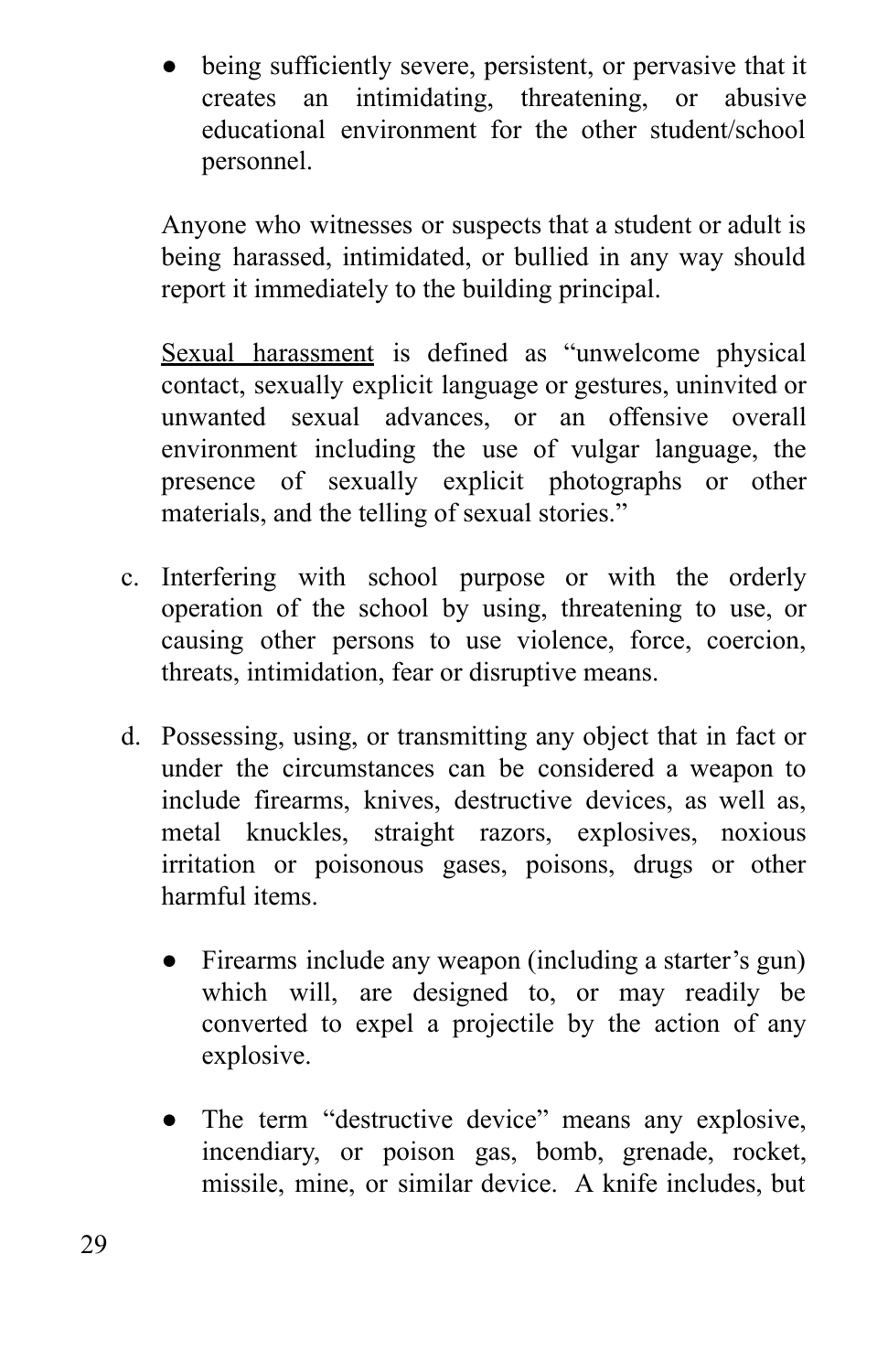- being sufficiently severe, persistent, or pervasive that it creates an intimidating, threatening, or abusive educational environment for the other student/school personnel.

Anyone who witnesses or suspects that a student or adult is being harassed, intimidated, or bullied in any way should report it immediately to the building principal.

<u>Sexual harassment</u> is defined as "unwelcome physical contact, sexually explicit language or gestures, uninvited or unwanted sexual advances, or an offensive overall environment including the use of vulgar language, the presence of sexually explicit photographs or other materials, and the telling of sexual stories."

c. Interfering with school purpose or with the orderly operation of the school by using, threatening to use, or causing other persons to use violence, force, coercion, threats, intimidation, fear or disruptive means.

d. Possessing, using, or transmitting any object that in fact or under the circumstances can be considered a weapon to include firearms, knives, destructive devices, as well as, metal knuckles, straight razors, explosives, noxious irritation or poisonous gases, poisons, drugs or other harmful items.

- Firearms include any weapon (including a starter's gun) which will, are designed to, or may readily be converted to expel a projectile by the action of any explosive.

- The term "destructive device" means any explosive, incendiary, or poison gas, bomb, grenade, rocket, missile, mine, or similar device. A knife includes, but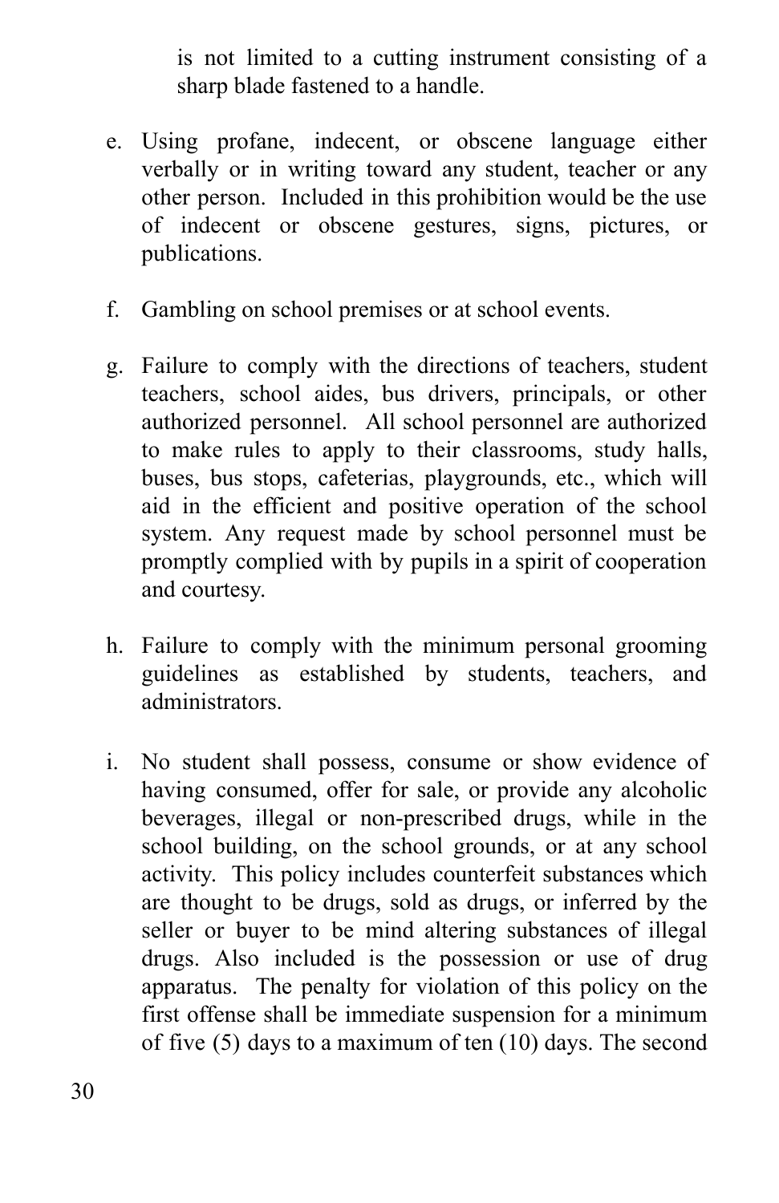is not limited to a cutting instrument consisting of a sharp blade fastened to a handle.

e. Using profane, indecent, or obscene language either verbally or in writing toward any student, teacher or any other person. Included in this prohibition would be the use of indecent or obscene gestures, signs, pictures, or publications.

f. Gambling on school premises or at school events.

g. Failure to comply with the directions of teachers, student teachers, school aides, bus drivers, principals, or other authorized personnel. All school personnel are authorized to make rules to apply to their classrooms, study halls, buses, bus stops, cafeterias, playgrounds, etc., which will aid in the efficient and positive operation of the school system. Any request made by school personnel must be promptly complied with by pupils in a spirit of cooperation and courtesy.

h. Failure to comply with the minimum personal grooming guidelines as established by students, teachers, and administrators.

i. No student shall possess, consume or show evidence of having consumed, offer for sale, or provide any alcoholic beverages, illegal or non-prescribed drugs, while in the school building, on the school grounds, or at any school activity. This policy includes counterfeit substances which are thought to be drugs, sold as drugs, or inferred by the seller or buyer to be mind altering substances of illegal drugs. Also included is the possession or use of drug apparatus. The penalty for violation of this policy on the first offense shall be immediate suspension for a minimum of five (5) days to a maximum of ten (10) days. The second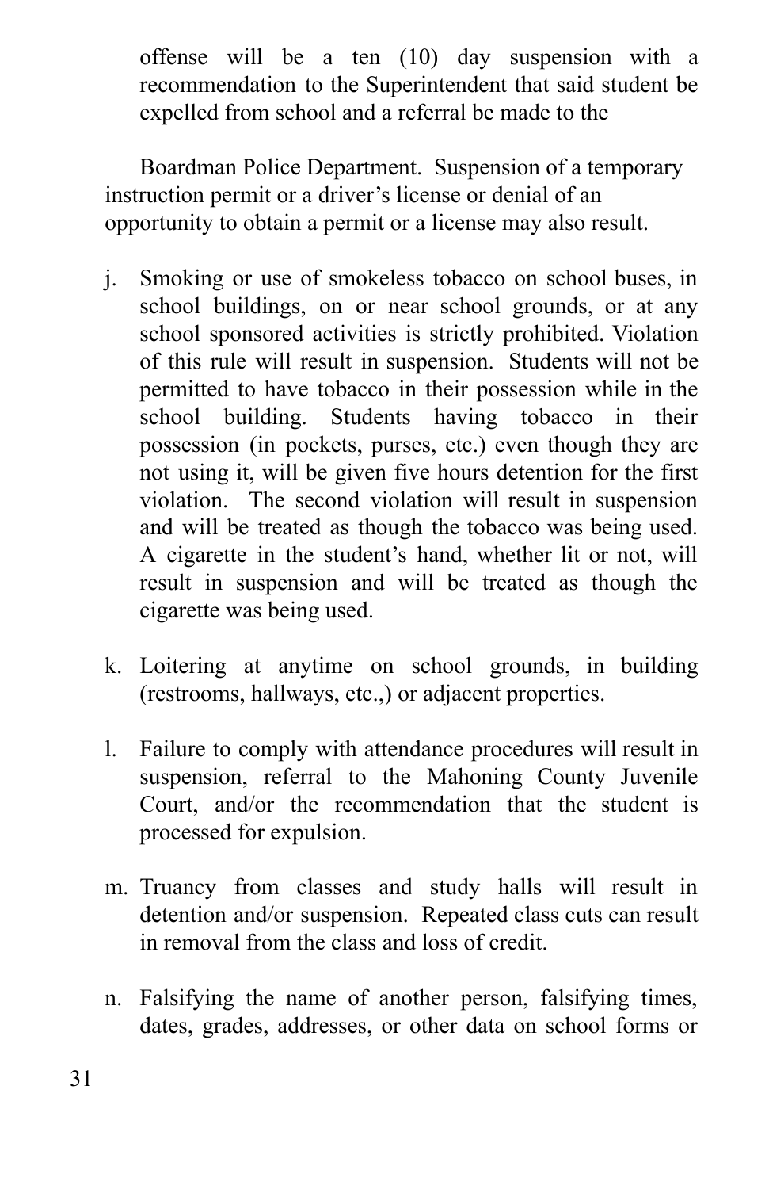offense will be a ten (10) day suspension with a recommendation to the Superintendent that said student be expelled from school and a referral be made to the

Boardman Police Department. Suspension of a temporary instruction permit or a driver's license or denial of an opportunity to obtain a permit or a license may also result.

j. Smoking or use of smokeless tobacco on school buses, in school buildings, on or near school grounds, or at any school sponsored activities is strictly prohibited. Violation of this rule will result in suspension. Students will not be permitted to have tobacco in their possession while in the school building. Students having tobacco in their possession (in pockets, purses, etc.) even though they are not using it, will be given five hours detention for the first violation. The second violation will result in suspension and will be treated as though the tobacco was being used. A cigarette in the student's hand, whether lit or not, will result in suspension and will be treated as though the cigarette was being used.

k. Loitering at anytime on school grounds, in building (restrooms, hallways, etc.,) or adjacent properties.

l. Failure to comply with attendance procedures will result in suspension, referral to the Mahoning County Juvenile Court, and/or the recommendation that the student is processed for expulsion.

m. Truancy from classes and study halls will result in detention and/or suspension. Repeated class cuts can result in removal from the class and loss of credit.

n. Falsifying the name of another person, falsifying times, dates, grades, addresses, or other data on school forms or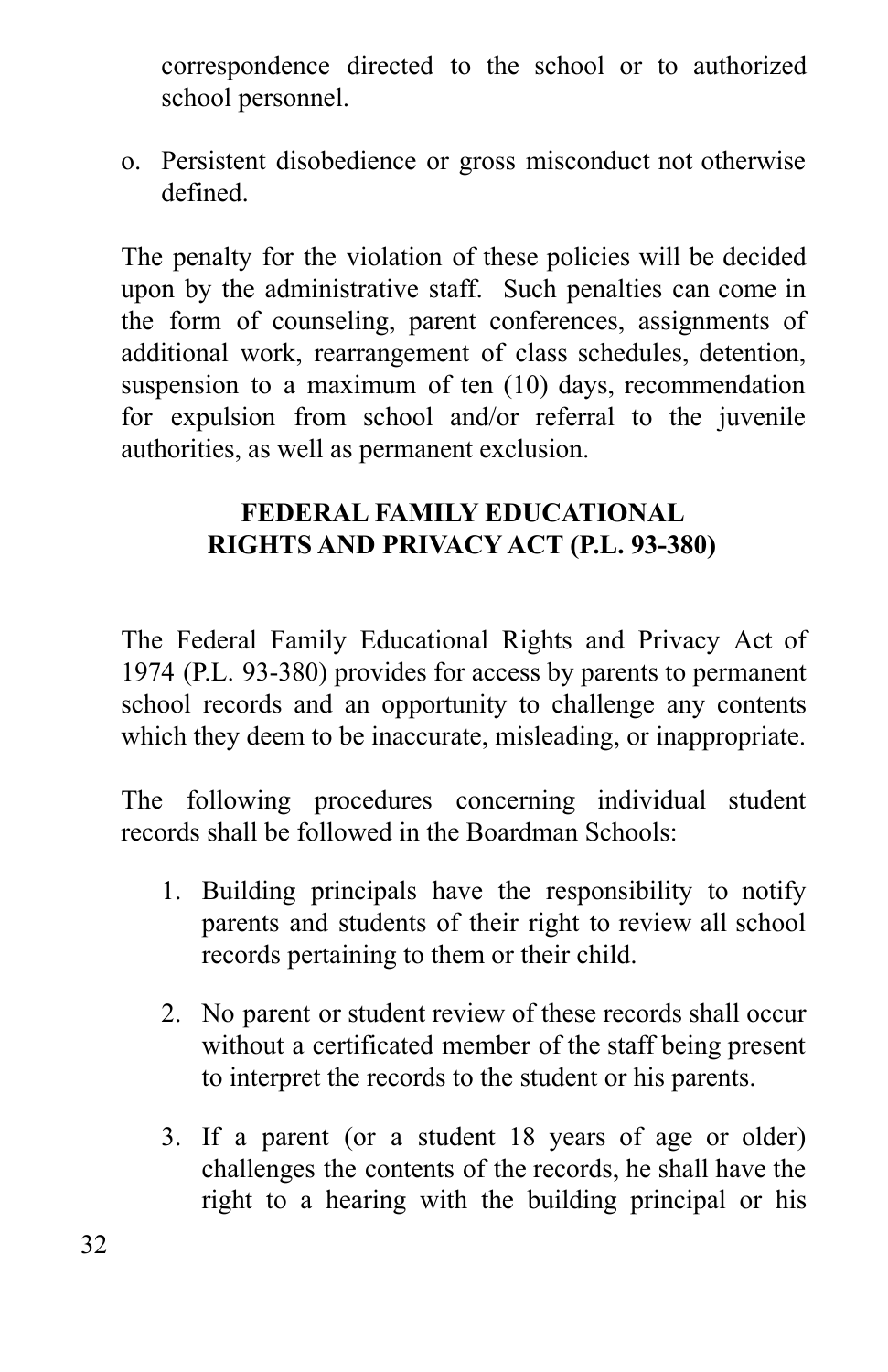correspondence directed to the school or to authorized school personnel.

o. Persistent disobedience or gross misconduct not otherwise defined.

The penalty for the violation of these policies will be decided upon by the administrative staff. Such penalties can come in the form of counseling, parent conferences, assignments of additional work, rearrangement of class schedules, detention, suspension to a maximum of ten (10) days, recommendation for expulsion from school and/or referral to the juvenile authorities, as well as permanent exclusion.

## FEDERAL FAMILY EDUCATIONAL RIGHTS AND PRIVACY ACT (P.L. 93-380)

The Federal Family Educational Rights and Privacy Act of 1974 (P.L. 93-380) provides for access by parents to permanent school records and an opportunity to challenge any contents which they deem to be inaccurate, misleading, or inappropriate.

The following procedures concerning individual student records shall be followed in the Boardman Schools:

1. Building principals have the responsibility to notify parents and students of their right to review all school records pertaining to them or their child.

2. No parent or student review of these records shall occur without a certificated member of the staff being present to interpret the records to the student or his parents.

3. If a parent (or a student 18 years of age or older) challenges the contents of the records, he shall have the right to a hearing with the building principal or his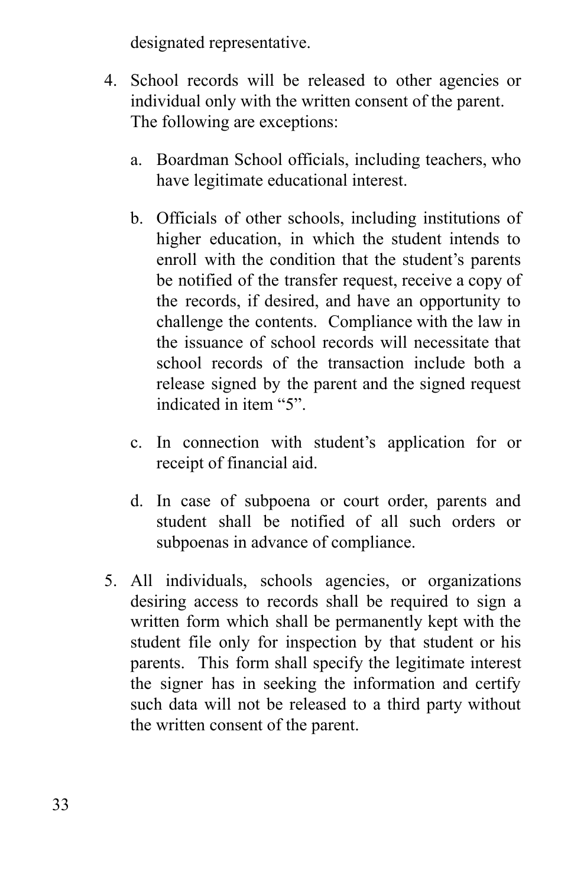designated representative.

4. School records will be released to other agencies or individual only with the written consent of the parent. The following are exceptions:

   a. Boardman School officials, including teachers, who have legitimate educational interest.

   b. Officials of other schools, including institutions of higher education, in which the student intends to enroll with the condition that the student's parents be notified of the transfer request, receive a copy of the records, if desired, and have an opportunity to challenge the contents. Compliance with the law in the issuance of school records will necessitate that school records of the transaction include both a release signed by the parent and the signed request indicated in item "5".

   c. In connection with student's application for or receipt of financial aid.

   d. In case of subpoena or court order, parents and student shall be notified of all such orders or subpoenas in advance of compliance.

5. All individuals, schools agencies, or organizations desiring access to records shall be required to sign a written form which shall be permanently kept with the student file only for inspection by that student or his parents. This form shall specify the legitimate interest the signer has in seeking the information and certify such data will not be released to a third party without the written consent of the parent.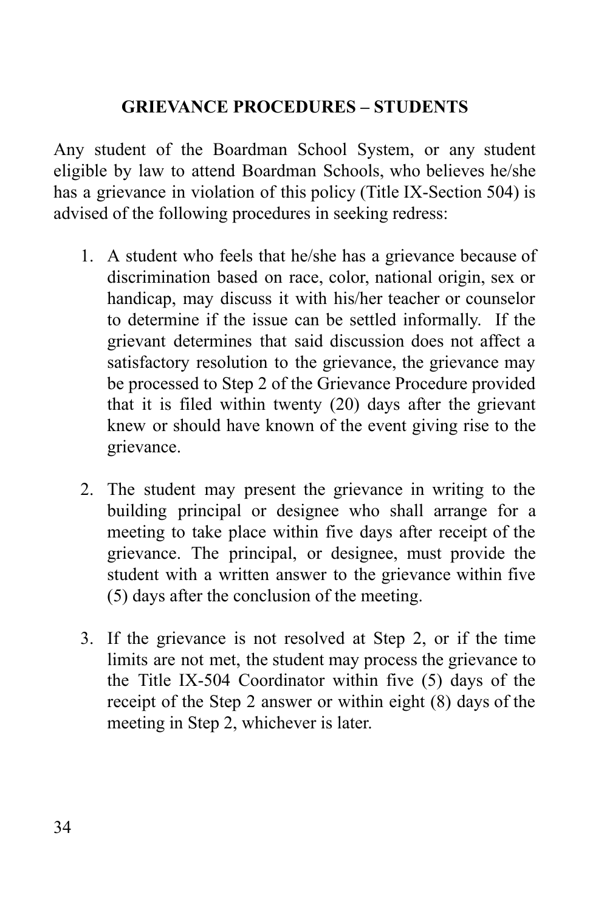## GRIEVANCE PROCEDURES – STUDENTS

Any student of the Boardman School System, or any student eligible by law to attend Boardman Schools, who believes he/she has a grievance in violation of this policy (Title IX-Section 504) is advised of the following procedures in seeking redress:

1. A student who feels that he/she has a grievance because of discrimination based on race, color, national origin, sex or handicap, may discuss it with his/her teacher or counselor to determine if the issue can be settled informally. If the grievant determines that said discussion does not affect a satisfactory resolution to the grievance, the grievance may be processed to Step 2 of the Grievance Procedure provided that it is filed within twenty (20) days after the grievant knew or should have known of the event giving rise to the grievance.

2. The student may present the grievance in writing to the building principal or designee who shall arrange for a meeting to take place within five days after receipt of the grievance. The principal, or designee, must provide the student with a written answer to the grievance within five (5) days after the conclusion of the meeting.

3. If the grievance is not resolved at Step 2, or if the time limits are not met, the student may process the grievance to the Title IX-504 Coordinator within five (5) days of the receipt of the Step 2 answer or within eight (8) days of the meeting in Step 2, whichever is later.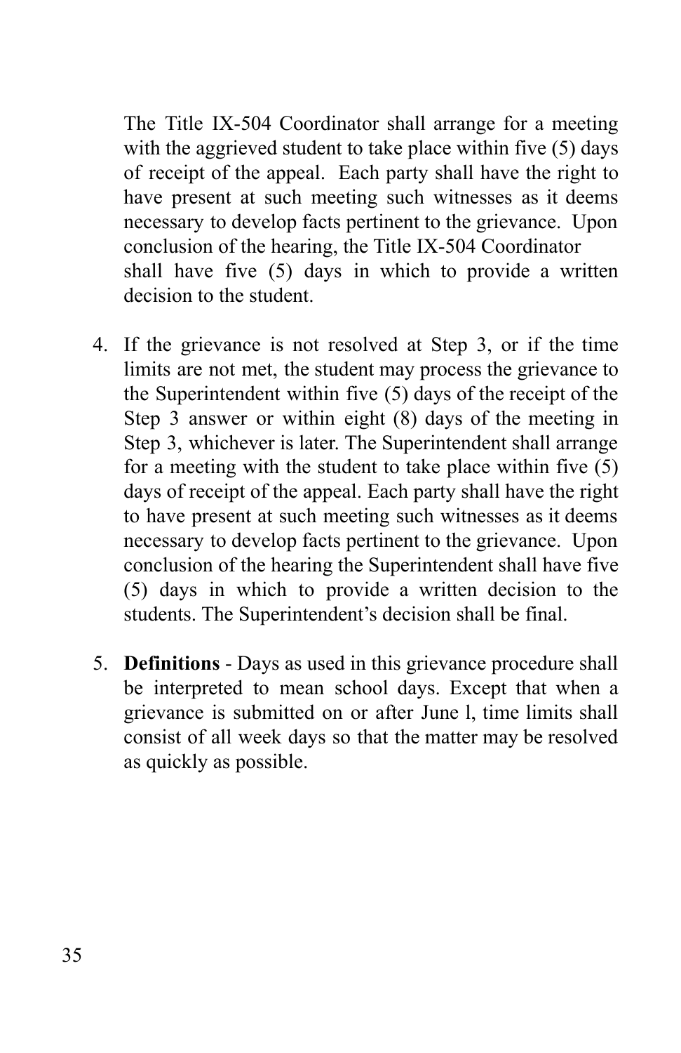The Title IX-504 Coordinator shall arrange for a meeting with the aggrieved student to take place within five (5) days of receipt of the appeal. Each party shall have the right to have present at such meeting such witnesses as it deems necessary to develop facts pertinent to the grievance. Upon conclusion of the hearing, the Title IX-504 Coordinator shall have five (5) days in which to provide a written decision to the student.

4. If the grievance is not resolved at Step 3, or if the time limits are not met, the student may process the grievance to the Superintendent within five (5) days of the receipt of the Step 3 answer or within eight (8) days of the meeting in Step 3, whichever is later. The Superintendent shall arrange for a meeting with the student to take place within five (5) days of receipt of the appeal. Each party shall have the right to have present at such meeting such witnesses as it deems necessary to develop facts pertinent to the grievance. Upon conclusion of the hearing the Superintendent shall have five (5) days in which to provide a written decision to the students. The Superintendent's decision shall be final.

5. **Definitions** - Days as used in this grievance procedure shall be interpreted to mean school days. Except that when a grievance is submitted on or after June l, time limits shall consist of all week days so that the matter may be resolved as quickly as possible.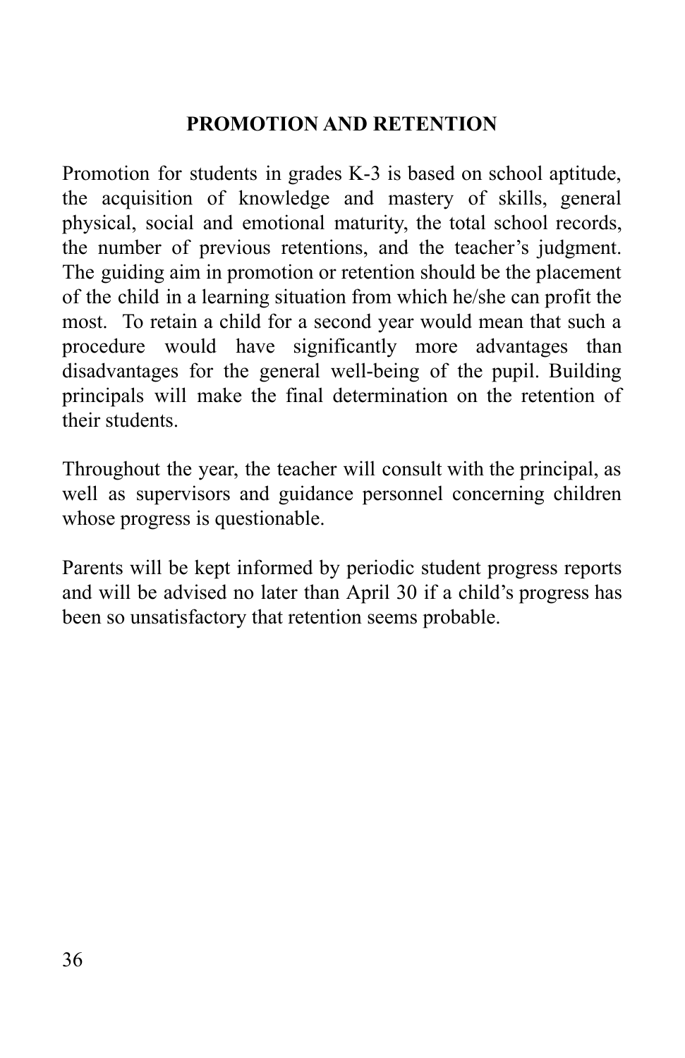## PROMOTION AND RETENTION

Promotion for students in grades K-3 is based on school aptitude, the acquisition of knowledge and mastery of skills, general physical, social and emotional maturity, the total school records, the number of previous retentions, and the teacher's judgment. The guiding aim in promotion or retention should be the placement of the child in a learning situation from which he/she can profit the most. To retain a child for a second year would mean that such a procedure would have significantly more advantages than disadvantages for the general well-being of the pupil. Building principals will make the final determination on the retention of their students.

Throughout the year, the teacher will consult with the principal, as well as supervisors and guidance personnel concerning children whose progress is questionable.

Parents will be kept informed by periodic student progress reports and will be advised no later than April 30 if a child's progress has been so unsatisfactory that retention seems probable.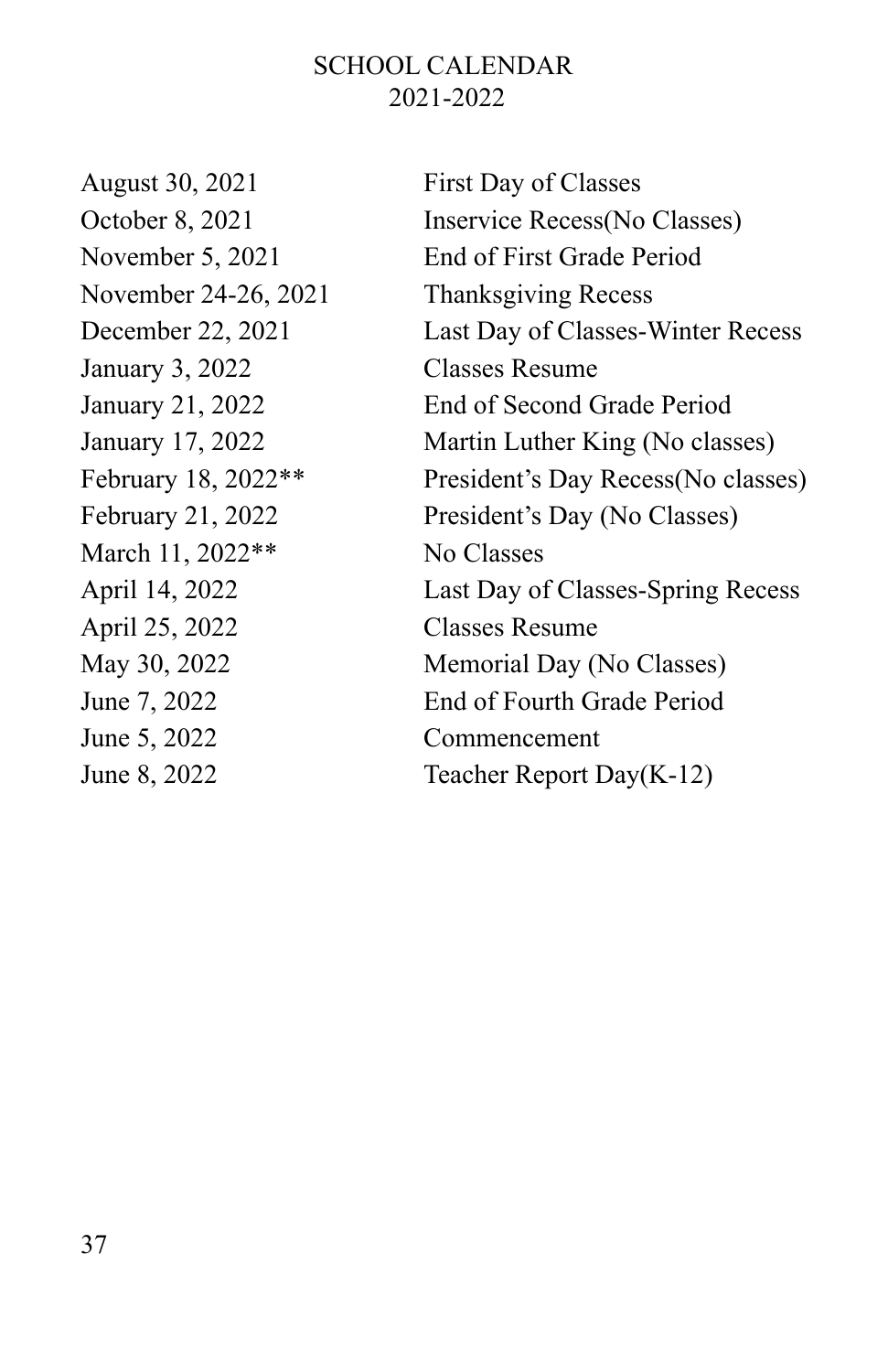# SCHOOL CALENDAR
## 2021-2022

| | |
|---|---|
| August 30, 2021 | First Day of Classes |
| October 8, 2021 | Inservice Recess(No Classes) |
| November 5, 2021 | End of First Grade Period |
| November 24-26, 2021 | Thanksgiving Recess |
| December 22, 2021 | Last Day of Classes-Winter Recess |
| January 3, 2022 | Classes Resume |
| January 21, 2022 | End of Second Grade Period |
| January 17, 2022 | Martin Luther King (No classes) |
| February 18, 2022** | President's Day Recess(No classes) |
| February 21, 2022 | President's Day (No Classes) |
| March 11, 2022** | No Classes |
| April 14, 2022 | Last Day of Classes-Spring Recess |
| April 25, 2022 | Classes Resume |
| May 30, 2022 | Memorial Day (No Classes) |
| June 7, 2022 | End of Fourth Grade Period |
| June 5, 2022 | Commencement |
| June 8, 2022 | Teacher Report Day(K-12) |